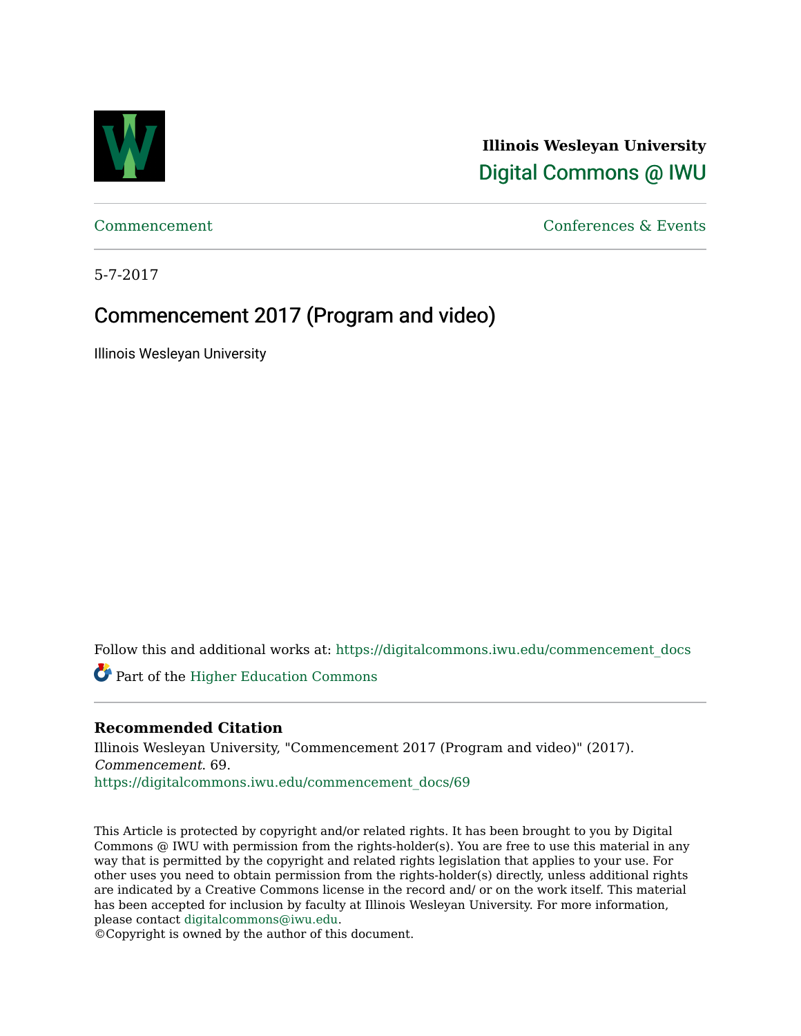**Illinois Wesleyan University**

Digital Commons @ IWU

Commencement | Conferences & Events

5-7-2017

# Commencement 2017 (Program and video)

Illinois Wesleyan University

Follow this and additional works at: https://digitalcommons.iwu.edu/commencement_docs

Part of the Higher Education Commons

## Recommended Citation

Illinois Wesleyan University, "Commencement 2017 (Program and video)" (2017). *Commencement*. 69.
https://digitalcommons.iwu.edu/commencement_docs/69

This Article is protected by copyright and/or related rights. It has been brought to you by Digital Commons @ IWU with permission from the rights-holder(s). You are free to use this material in any way that is permitted by the copyright and related rights legislation that applies to your use. For other uses you need to obtain permission from the rights-holder(s) directly, unless additional rights are indicated by a Creative Commons license in the record and/ or on the work itself. This material has been accepted for inclusion by faculty at Illinois Wesleyan University. For more information, please contact digitalcommons@iwu.edu.
©Copyright is owned by the author of this document.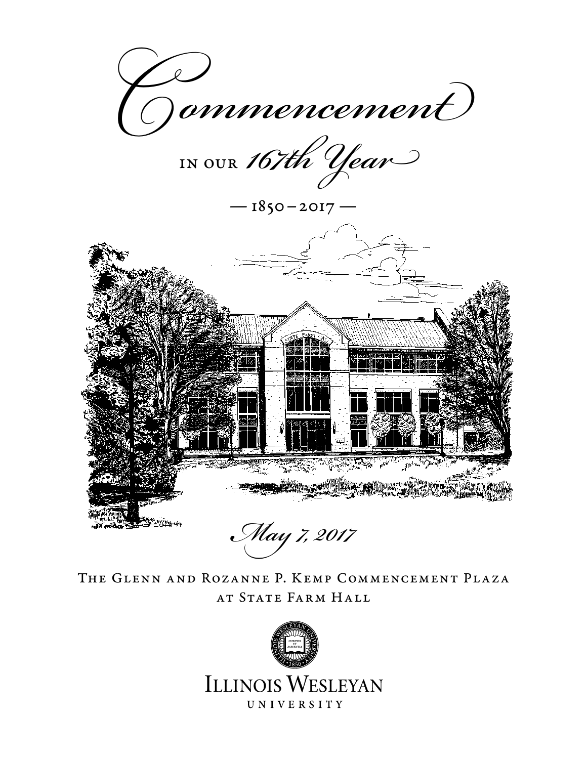# Commencement

in our *167th Year*

— 1850 – 2017 —

*May 7, 2017*

The Glenn and Rozanne P. Kemp Commencement Plaza
at State Farm Hall

Illinois Wesleyan
University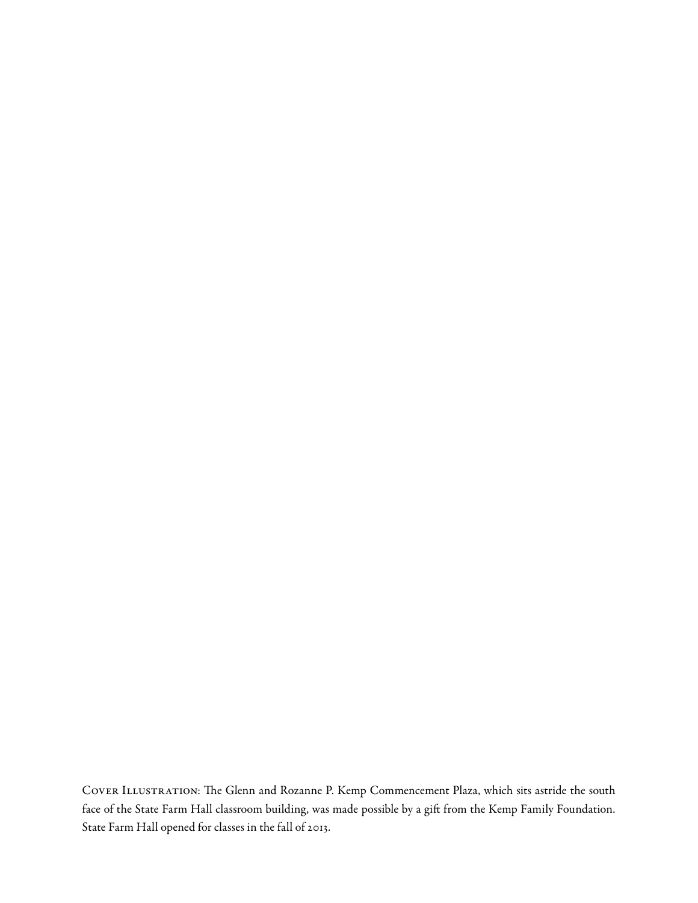Cover Illustration: The Glenn and Rozanne P. Kemp Commencement Plaza, which sits astride the south face of the State Farm Hall classroom building, was made possible by a gift from the Kemp Family Foundation. State Farm Hall opened for classes in the fall of 2013.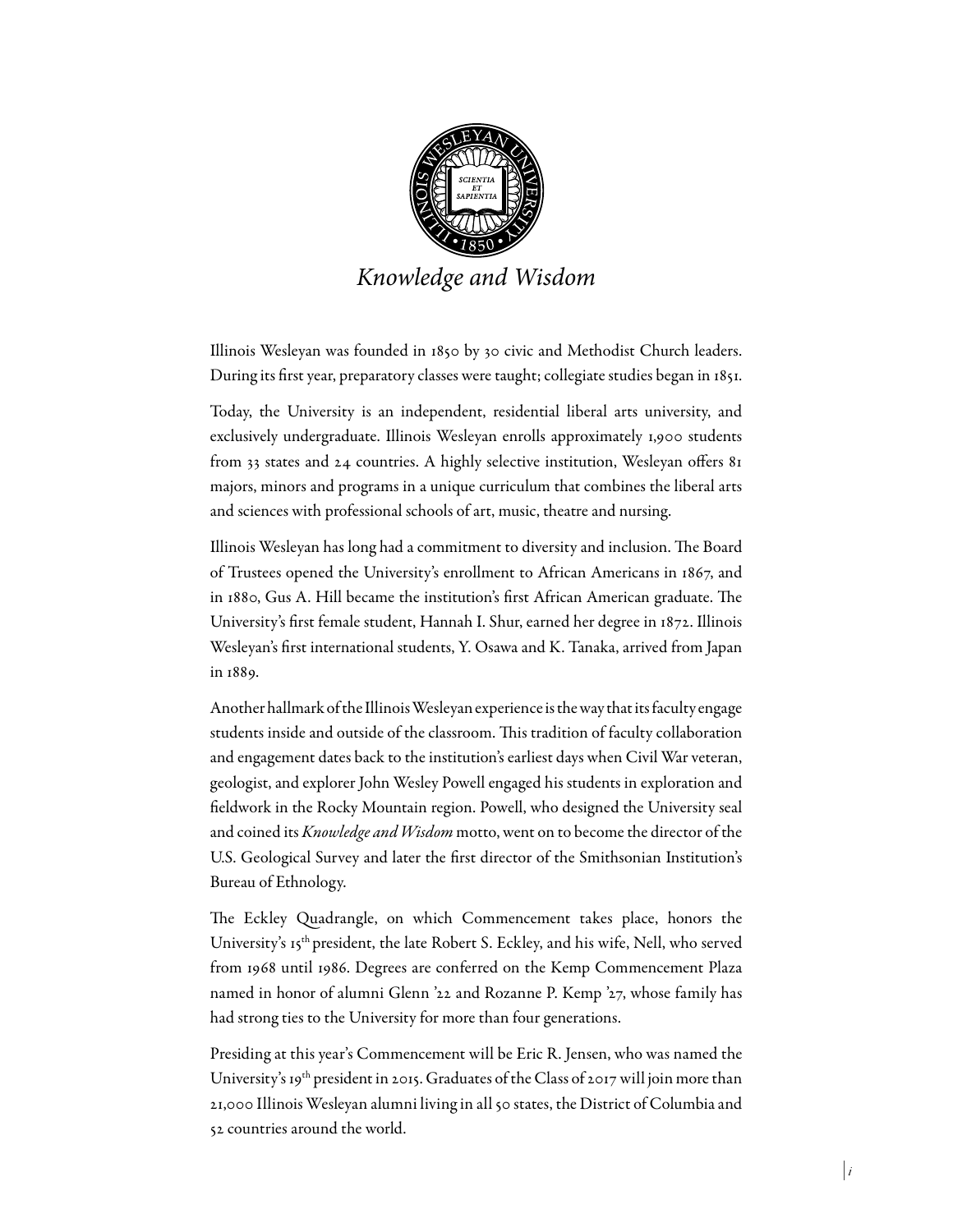*Knowledge and Wisdom*

Illinois Wesleyan was founded in 1850 by 30 civic and Methodist Church leaders. During its first year, preparatory classes were taught; collegiate studies began in 1851.

Today, the University is an independent, residential liberal arts university, and exclusively undergraduate. Illinois Wesleyan enrolls approximately 1,900 students from 33 states and 24 countries. A highly selective institution, Wesleyan offers 81 majors, minors and programs in a unique curriculum that combines the liberal arts and sciences with professional schools of art, music, theatre and nursing.

Illinois Wesleyan has long had a commitment to diversity and inclusion. The Board of Trustees opened the University's enrollment to African Americans in 1867, and in 1880, Gus A. Hill became the institution's first African American graduate. The University's first female student, Hannah I. Shur, earned her degree in 1872. Illinois Wesleyan's first international students, Y. Osawa and K. Tanaka, arrived from Japan in 1889.

Another hallmark of the Illinois Wesleyan experience is the way that its faculty engage students inside and outside of the classroom. This tradition of faculty collaboration and engagement dates back to the institution's earliest days when Civil War veteran, geologist, and explorer John Wesley Powell engaged his students in exploration and fieldwork in the Rocky Mountain region. Powell, who designed the University seal and coined its *Knowledge and Wisdom* motto, went on to become the director of the U.S. Geological Survey and later the first director of the Smithsonian Institution's Bureau of Ethnology.

The Eckley Quadrangle, on which Commencement takes place, honors the University's 15th president, the late Robert S. Eckley, and his wife, Nell, who served from 1968 until 1986. Degrees are conferred on the Kemp Commencement Plaza named in honor of alumni Glenn '22 and Rozanne P. Kemp '27, whose family has had strong ties to the University for more than four generations.

Presiding at this year's Commencement will be Eric R. Jensen, who was named the University's 19th president in 2015. Graduates of the Class of 2017 will join more than 21,000 Illinois Wesleyan alumni living in all 50 states, the District of Columbia and 52 countries around the world.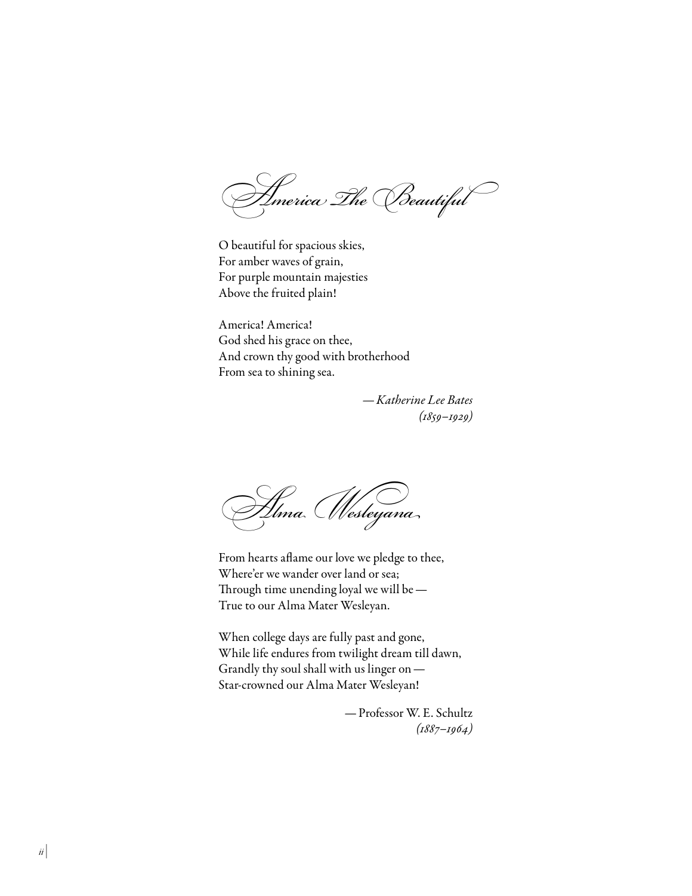## America The Beautiful

O beautiful for spacious skies,
For amber waves of grain,
For purple mountain majesties
Above the fruited plain!

America! America!
God shed his grace on thee,
And crown thy good with brotherhood
From sea to shining sea.

— *Katherine Lee Bates*
*(1859–1929)*

## Alma Wesleyana

From hearts aflame our love we pledge to thee,
Where'er we wander over land or sea;
Through time unending loyal we will be —
True to our Alma Mater Wesleyan.

When college days are fully past and gone,
While life endures from twilight dream till dawn,
Grandly thy soul shall with us linger on —
Star-crowned our Alma Mater Wesleyan!

— Professor W. E. Schultz
*(1887–1964)*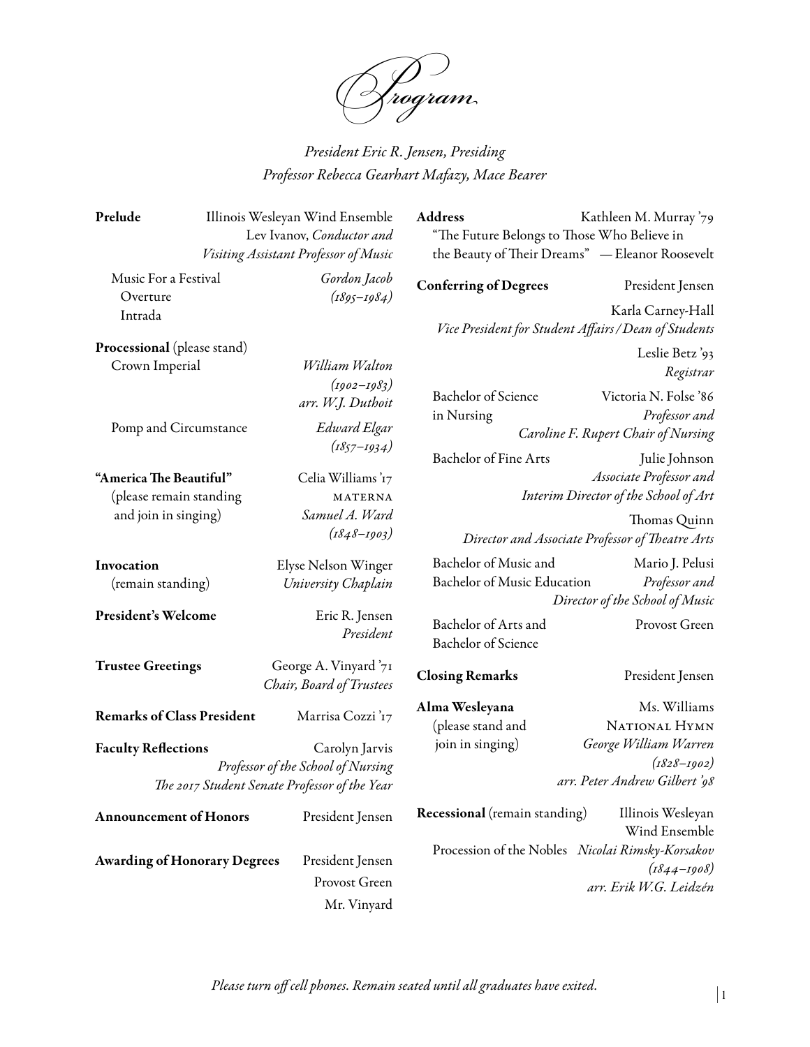# Program

*President Eric R. Jensen, Presiding*
*Professor Rebecca Gearhart Mafazy, Mace Bearer*

**Prelude** — Illinois Wesleyan Wind Ensemble
Lev Ivanov, *Conductor and Visiting Assistant Professor of Music*

Music For a Festival — *Gordon Jacob (1895–1984)*
Overture
Intrada

**Processional** (please stand)

Crown Imperial — *William Walton (1902–1983) arr. W.J. Duthoit*

Pomp and Circumstance — *Edward Elgar (1857–1934)*

**"America The Beautiful"** (please remain standing and join in singing) — Celia Williams '17
MATERNA
*Samuel A. Ward (1848–1903)*

**Invocation** (remain standing) — Elyse Nelson Winger, *University Chaplain*

**President's Welcome** — Eric R. Jensen, *President*

**Trustee Greetings** — George A. Vinyard '71, *Chair, Board of Trustees*

**Remarks of Class President** — Marrisa Cozzi '17

**Faculty Reflections** — Carolyn Jarvis
*Professor of the School of Nursing*
*The 2017 Student Senate Professor of the Year*

**Announcement of Honors** — President Jensen

**Awarding of Honorary Degrees** — President Jensen
Provost Green
Mr. Vinyard

**Address** — Kathleen M. Murray '79
"The Future Belongs to Those Who Believe in the Beauty of Their Dreams" — Eleanor Roosevelt

**Conferring of Degrees** — President Jensen

Karla Carney-Hall
*Vice President for Student Affairs/Dean of Students*

Leslie Betz '93
*Registrar*

Bachelor of Science in Nursing — Victoria N. Folse '86
*Professor and Caroline F. Rupert Chair of Nursing*

Bachelor of Fine Arts — Julie Johnson
*Associate Professor and Interim Director of the School of Art*

Thomas Quinn
*Director and Associate Professor of Theatre Arts*

Bachelor of Music and Bachelor of Music Education — Mario J. Pelusi
*Professor and Director of the School of Music*

Bachelor of Arts and Bachelor of Science — Provost Green

**Closing Remarks** — President Jensen

**Alma Wesleyana** (please stand and join in singing) — Ms. Williams
NATIONAL HYMN
*George William Warren (1828–1902)*
*arr. Peter Andrew Gilbert '98*

**Recessional** (remain standing) — Illinois Wesleyan Wind Ensemble

Procession of the Nobles — *Nicolai Rimsky-Korsakov (1844–1908) arr. Erik W.G. Leidzén*

*Please turn off cell phones. Remain seated until all graduates have exited.*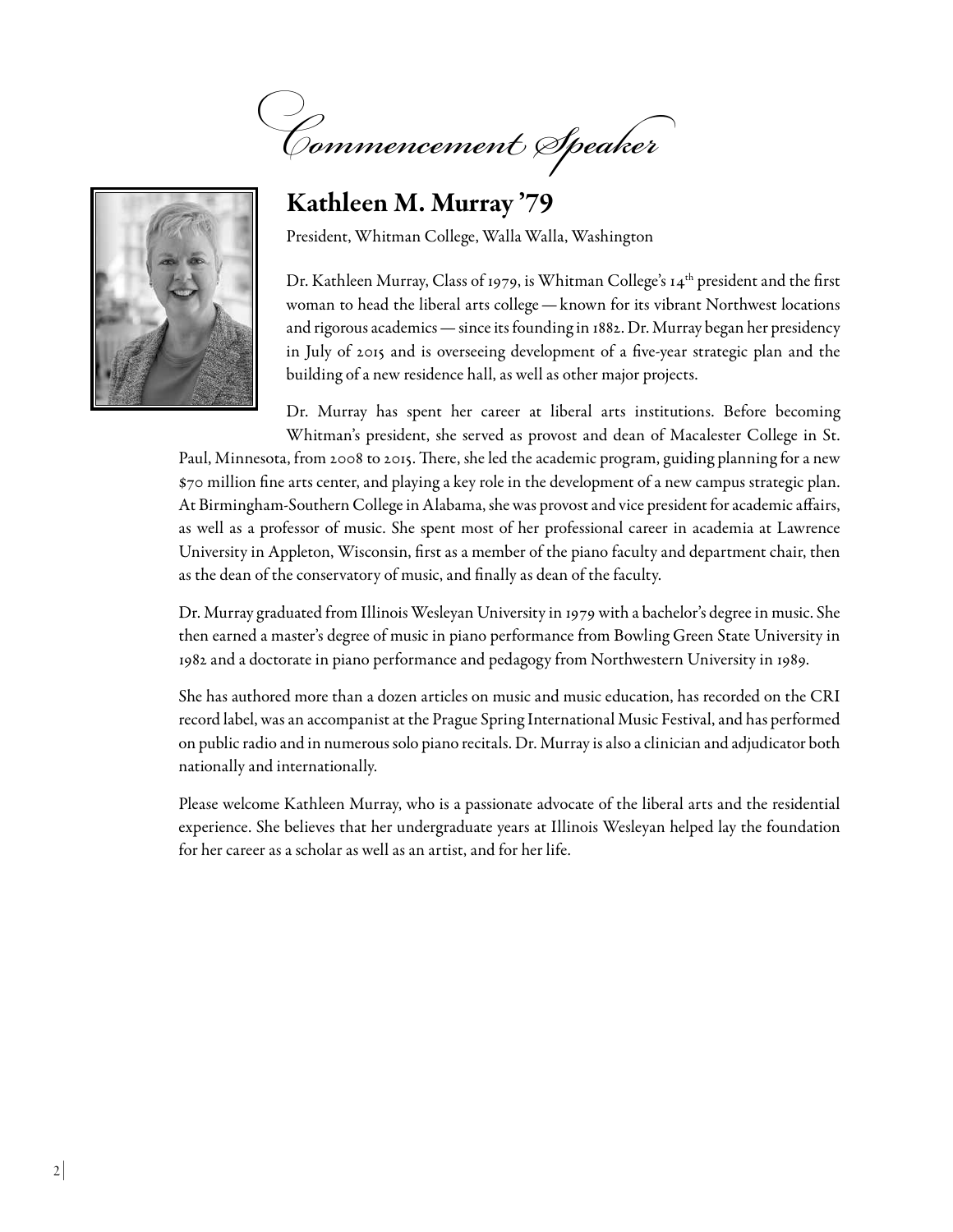# Commencement Speaker

## Kathleen M. Murray '79

President, Whitman College, Walla Walla, Washington

Dr. Kathleen Murray, Class of 1979, is Whitman College's 14th president and the first woman to head the liberal arts college — known for its vibrant Northwest locations and rigorous academics — since its founding in 1882. Dr. Murray began her presidency in July of 2015 and is overseeing development of a five-year strategic plan and the building of a new residence hall, as well as other major projects.

Dr. Murray has spent her career at liberal arts institutions. Before becoming Whitman's president, she served as provost and dean of Macalester College in St. Paul, Minnesota, from 2008 to 2015. There, she led the academic program, guiding planning for a new $70 million fine arts center, and playing a key role in the development of a new campus strategic plan. At Birmingham-Southern College in Alabama, she was provost and vice president for academic affairs, as well as a professor of music. She spent most of her professional career in academia at Lawrence University in Appleton, Wisconsin, first as a member of the piano faculty and department chair, then as the dean of the conservatory of music, and finally as dean of the faculty.

Dr. Murray graduated from Illinois Wesleyan University in 1979 with a bachelor's degree in music. She then earned a master's degree of music in piano performance from Bowling Green State University in 1982 and a doctorate in piano performance and pedagogy from Northwestern University in 1989.

She has authored more than a dozen articles on music and music education, has recorded on the CRI record label, was an accompanist at the Prague Spring International Music Festival, and has performed on public radio and in numerous solo piano recitals. Dr. Murray is also a clinician and adjudicator both nationally and internationally.

Please welcome Kathleen Murray, who is a passionate advocate of the liberal arts and the residential experience. She believes that her undergraduate years at Illinois Wesleyan helped lay the foundation for her career as a scholar as well as an artist, and for her life.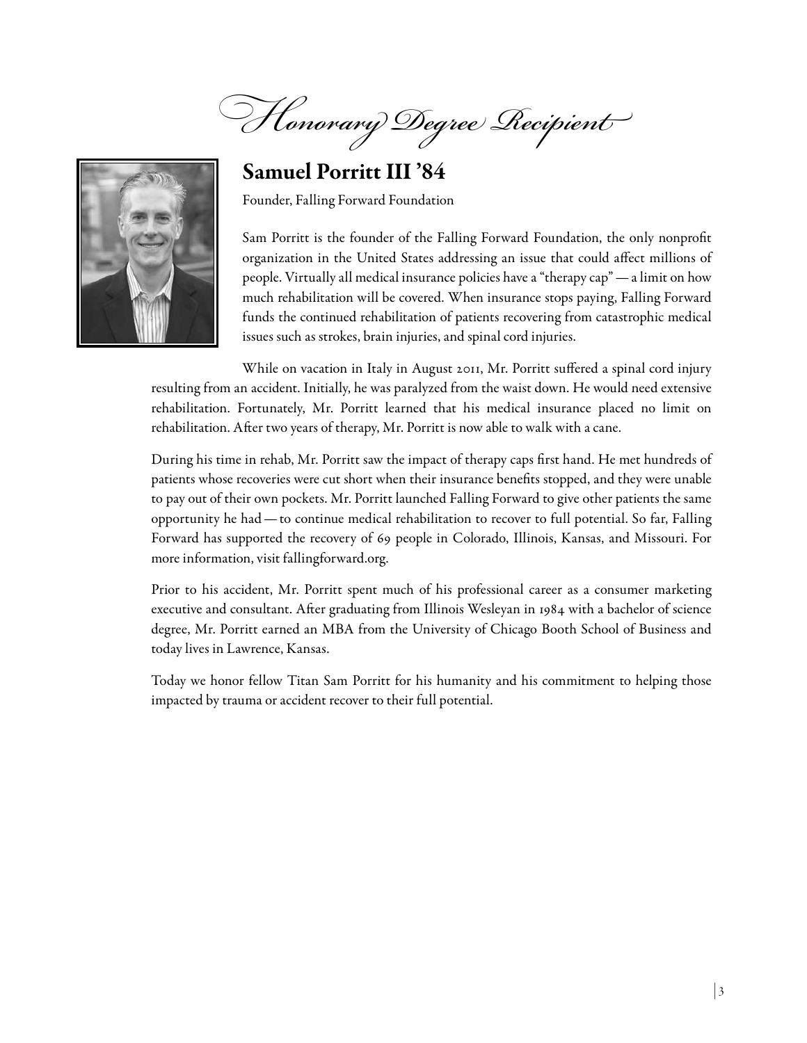# Honorary Degree Recipient

## Samuel Porritt III ’84

Founder, Falling Forward Foundation

Sam Porritt is the founder of the Falling Forward Foundation, the only nonprofit organization in the United States addressing an issue that could affect millions of people. Virtually all medical insurance policies have a “therapy cap” — a limit on how much rehabilitation will be covered. When insurance stops paying, Falling Forward funds the continued rehabilitation of patients recovering from catastrophic medical issues such as strokes, brain injuries, and spinal cord injuries.

While on vacation in Italy in August 2011, Mr. Porritt suffered a spinal cord injury resulting from an accident. Initially, he was paralyzed from the waist down. He would need extensive rehabilitation. Fortunately, Mr. Porritt learned that his medical insurance placed no limit on rehabilitation. After two years of therapy, Mr. Porritt is now able to walk with a cane.

During his time in rehab, Mr. Porritt saw the impact of therapy caps first hand. He met hundreds of patients whose recoveries were cut short when their insurance benefits stopped, and they were unable to pay out of their own pockets. Mr. Porritt launched Falling Forward to give other patients the same opportunity he had — to continue medical rehabilitation to recover to full potential. So far, Falling Forward has supported the recovery of 69 people in Colorado, Illinois, Kansas, and Missouri. For more information, visit fallingforward.org.

Prior to his accident, Mr. Porritt spent much of his professional career as a consumer marketing executive and consultant. After graduating from Illinois Wesleyan in 1984 with a bachelor of science degree, Mr. Porritt earned an MBA from the University of Chicago Booth School of Business and today lives in Lawrence, Kansas.

Today we honor fellow Titan Sam Porritt for his humanity and his commitment to helping those impacted by trauma or accident recover to their full potential.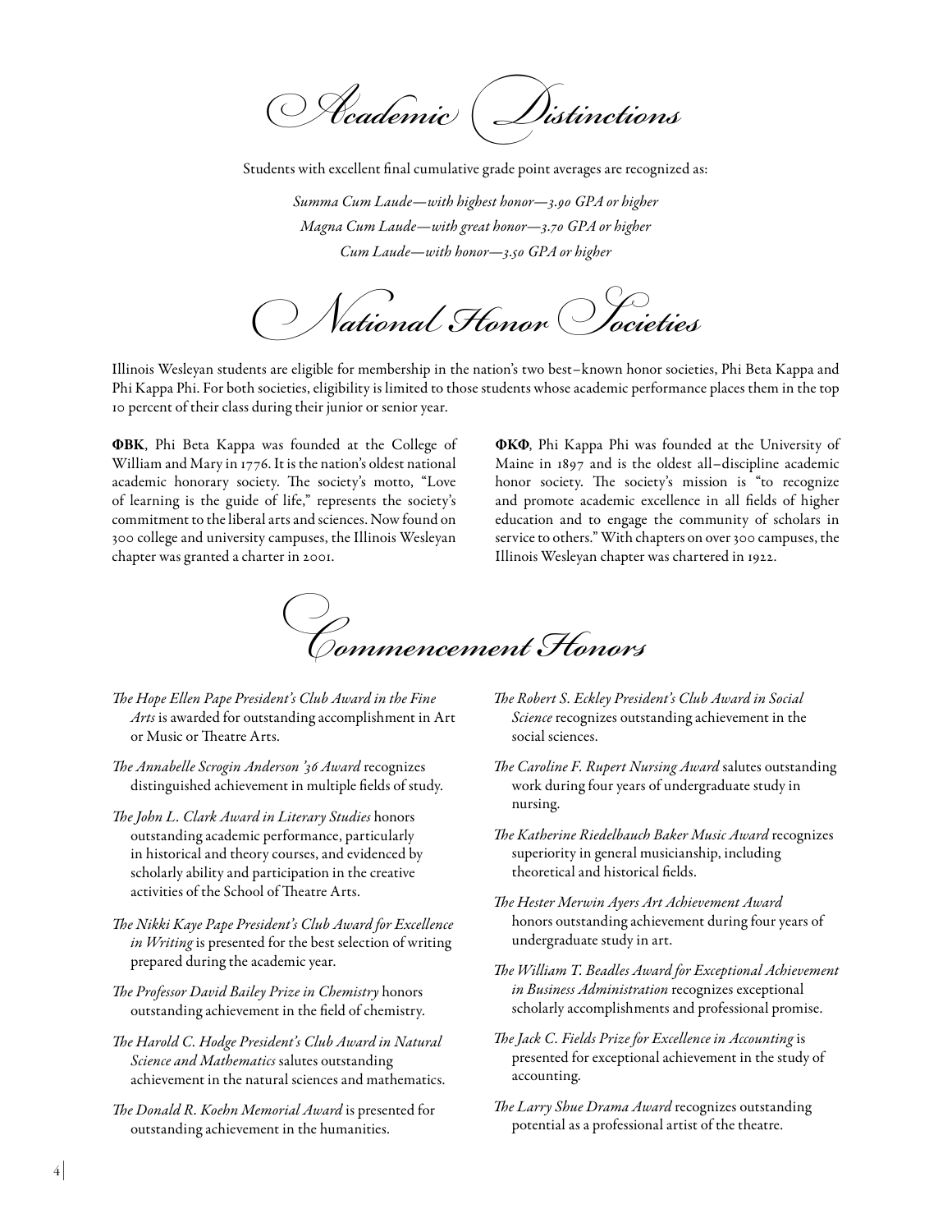# Academic Distinctions

Students with excellent final cumulative grade point averages are recognized as:

*Summa Cum Laude—with highest honor—3.90 GPA or higher*
*Magna Cum Laude—with great honor—3.70 GPA or higher*
*Cum Laude—with honor—3.50 GPA or higher*

# National Honor Societies

Illinois Wesleyan students are eligible for membership in the nation's two best–known honor societies, Phi Beta Kappa and Phi Kappa Phi. For both societies, eligibility is limited to those students whose academic performance places them in the top 10 percent of their class during their junior or senior year.

**ΦΒΚ**, Phi Beta Kappa was founded at the College of William and Mary in 1776. It is the nation's oldest national academic honorary society. The society's motto, "Love of learning is the guide of life," represents the society's commitment to the liberal arts and sciences. Now found on 300 college and university campuses, the Illinois Wesleyan chapter was granted a charter in 2001.

**ΦΚΦ**, Phi Kappa Phi was founded at the University of Maine in 1897 and is the oldest all–discipline academic honor society. The society's mission is "to recognize and promote academic excellence in all fields of higher education and to engage the community of scholars in service to others." With chapters on over 300 campuses, the Illinois Wesleyan chapter was chartered in 1922.

# Commencement Honors

*The Hope Ellen Pape President's Club Award in the Fine Arts* is awarded for outstanding accomplishment in Art or Music or Theatre Arts.

*The Annabelle Scrogin Anderson '36 Award* recognizes distinguished achievement in multiple fields of study.

*The John L. Clark Award in Literary Studies* honors outstanding academic performance, particularly in historical and theory courses, and evidenced by scholarly ability and participation in the creative activities of the School of Theatre Arts.

*The Nikki Kaye Pape President's Club Award for Excellence in Writing* is presented for the best selection of writing prepared during the academic year.

*The Professor David Bailey Prize in Chemistry* honors outstanding achievement in the field of chemistry.

*The Harold C. Hodge President's Club Award in Natural Science and Mathematics* salutes outstanding achievement in the natural sciences and mathematics.

*The Donald R. Koehn Memorial Award* is presented for outstanding achievement in the humanities.

*The Robert S. Eckley President's Club Award in Social Science* recognizes outstanding achievement in the social sciences.

*The Caroline F. Rupert Nursing Award* salutes outstanding work during four years of undergraduate study in nursing.

*The Katherine Riedelbauch Baker Music Award* recognizes superiority in general musicianship, including theoretical and historical fields.

*The Hester Merwin Ayers Art Achievement Award* honors outstanding achievement during four years of undergraduate study in art.

*The William T. Beadles Award for Exceptional Achievement in Business Administration* recognizes exceptional scholarly accomplishments and professional promise.

*The Jack C. Fields Prize for Excellence in Accounting* is presented for exceptional achievement in the study of accounting.

*The Larry Shue Drama Award* recognizes outstanding potential as a professional artist of the theatre.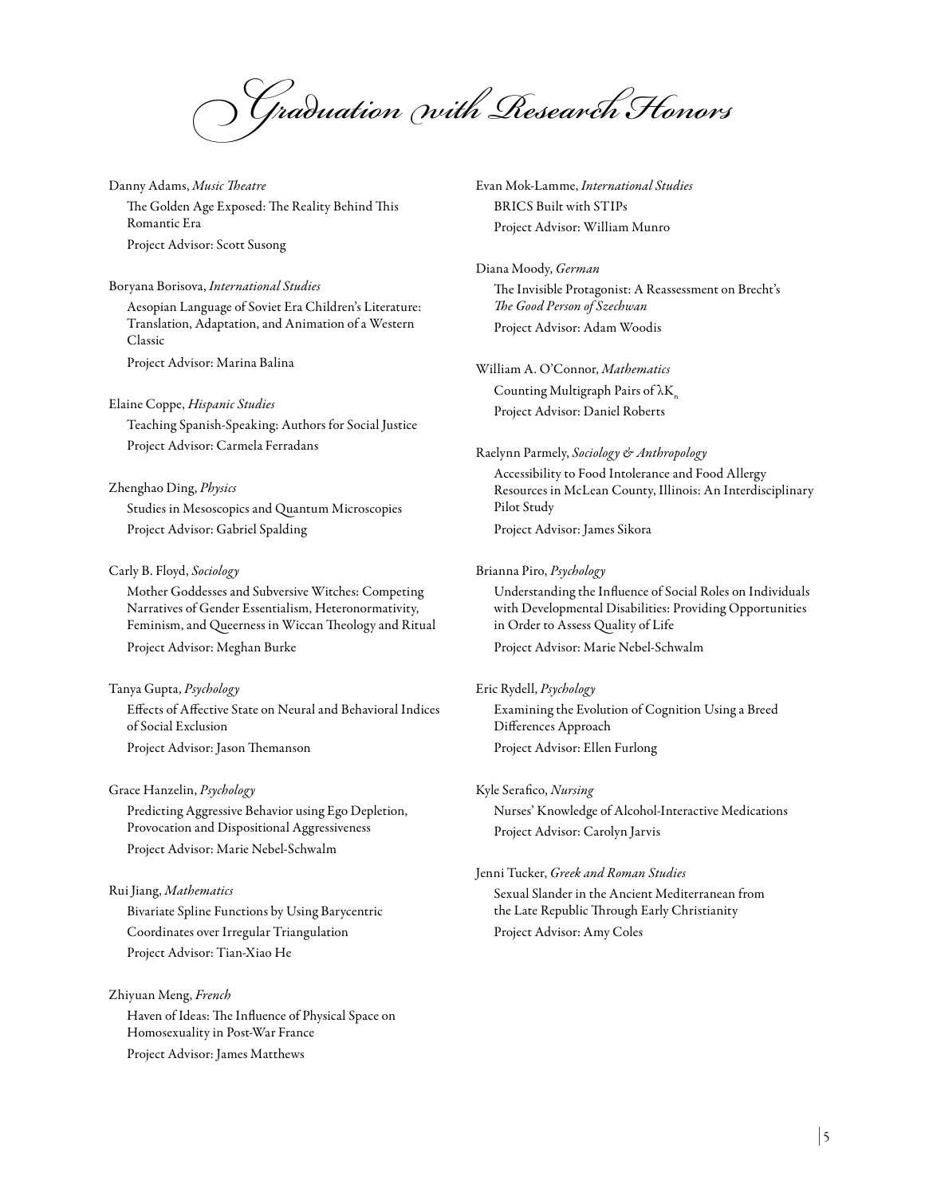# Graduation with Research Honors

Danny Adams, *Music Theatre*

The Golden Age Exposed: The Reality Behind This Romantic Era

Project Advisor: Scott Susong

Boryana Borisova, *International Studies*

Aesopian Language of Soviet Era Children's Literature: Translation, Adaptation, and Animation of a Western Classic

Project Advisor: Marina Balina

Elaine Coppe, *Hispanic Studies*

Teaching Spanish-Speaking: Authors for Social Justice

Project Advisor: Carmela Ferradans

Zhenghao Ding, *Physics*

Studies in Mesoscopics and Quantum Microscopies

Project Advisor: Gabriel Spalding

Carly B. Floyd, *Sociology*

Mother Goddesses and Subversive Witches: Competing Narratives of Gender Essentialism, Heteronormativity, Feminism, and Queerness in Wiccan Theology and Ritual

Project Advisor: Meghan Burke

Tanya Gupta, *Psychology*

Effects of Affective State on Neural and Behavioral Indices of Social Exclusion

Project Advisor: Jason Themanson

Grace Hanzelin, *Psychology*

Predicting Aggressive Behavior using Ego Depletion, Provocation and Dispositional Aggressiveness

Project Advisor: Marie Nebel-Schwalm

Rui Jiang, *Mathematics*

Bivariate Spline Functions by Using Barycentric Coordinates over Irregular Triangulation

Project Advisor: Tian-Xiao He

Zhiyuan Meng, *French*

Haven of Ideas: The Influence of Physical Space on Homosexuality in Post-War France

Project Advisor: James Matthews

Evan Mok-Lamme, *International Studies*

BRICS Built with STIPs

Project Advisor: William Munro

Diana Moody, *German*

The Invisible Protagonist: A Reassessment on Brecht's *The Good Person of Szechwan*

Project Advisor: Adam Woodis

William A. O'Connor, *Mathematics*

Counting Multigraph Pairs of $\lambda K_n$

Project Advisor: Daniel Roberts

Raelynn Parmely, *Sociology & Anthropology*

Accessibility to Food Intolerance and Food Allergy Resources in McLean County, Illinois: An Interdisciplinary Pilot Study

Project Advisor: James Sikora

Brianna Piro, *Psychology*

Understanding the Influence of Social Roles on Individuals with Developmental Disabilities: Providing Opportunities in Order to Assess Quality of Life

Project Advisor: Marie Nebel-Schwalm

Eric Rydell, *Psychology*

Examining the Evolution of Cognition Using a Breed Differences Approach

Project Advisor: Ellen Furlong

Kyle Serafico, *Nursing*

Nurses' Knowledge of Alcohol-Interactive Medications

Project Advisor: Carolyn Jarvis

Jenni Tucker, *Greek and Roman Studies*

Sexual Slander in the Ancient Mediterranean from the Late Republic Through Early Christianity

Project Advisor: Amy Coles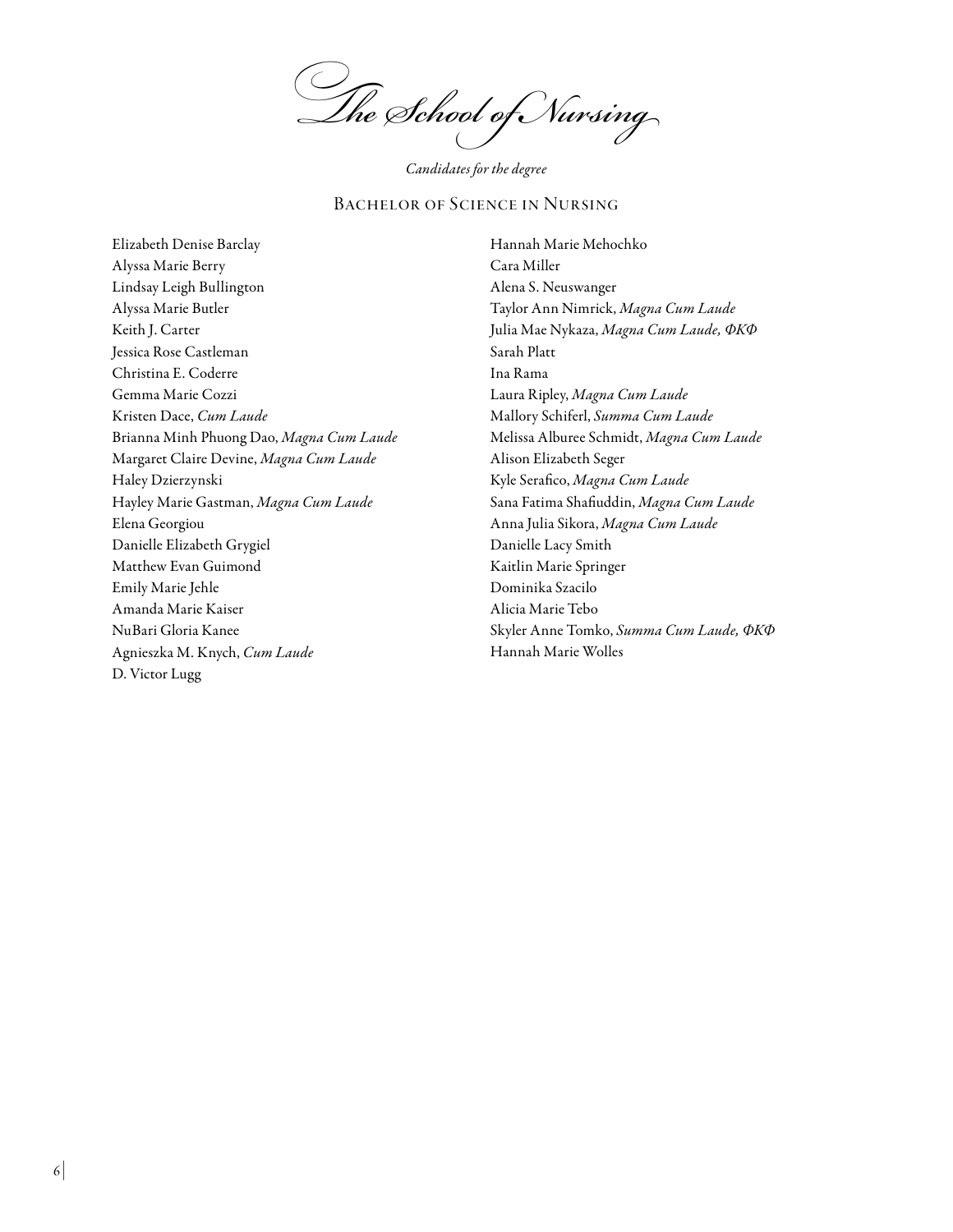# The School of Nursing

*Candidates for the degree*

## Bachelor of Science in Nursing

Elizabeth Denise Barclay
Alyssa Marie Berry
Lindsay Leigh Bullington
Alyssa Marie Butler
Keith J. Carter
Jessica Rose Castleman
Christina E. Coderre
Gemma Marie Cozzi
Kristen Dace, *Cum Laude*
Brianna Minh Phuong Dao, *Magna Cum Laude*
Margaret Claire Devine, *Magna Cum Laude*
Haley Dzierzynski
Hayley Marie Gastman, *Magna Cum Laude*
Elena Georgiou
Danielle Elizabeth Grygiel
Matthew Evan Guimond
Emily Marie Jehle
Amanda Marie Kaiser
NuBari Gloria Kanee
Agnieszka M. Knych, *Cum Laude*
D. Victor Lugg
Hannah Marie Mehochko
Cara Miller
Alena S. Neuswanger
Taylor Ann Nimrick, *Magna Cum Laude*
Julia Mae Nykaza, *Magna Cum Laude, ΦΚΦ*
Sarah Platt
Ina Rama
Laura Ripley, *Magna Cum Laude*
Mallory Schiferl, *Summa Cum Laude*
Melissa Alburee Schmidt, *Magna Cum Laude*
Alison Elizabeth Seger
Kyle Serafico, *Magna Cum Laude*
Sana Fatima Shafiuddin, *Magna Cum Laude*
Anna Julia Sikora, *Magna Cum Laude*
Danielle Lacy Smith
Kaitlin Marie Springer
Dominika Szacilo
Alicia Marie Tebo
Skyler Anne Tomko, *Summa Cum Laude, ΦΚΦ*
Hannah Marie Wolles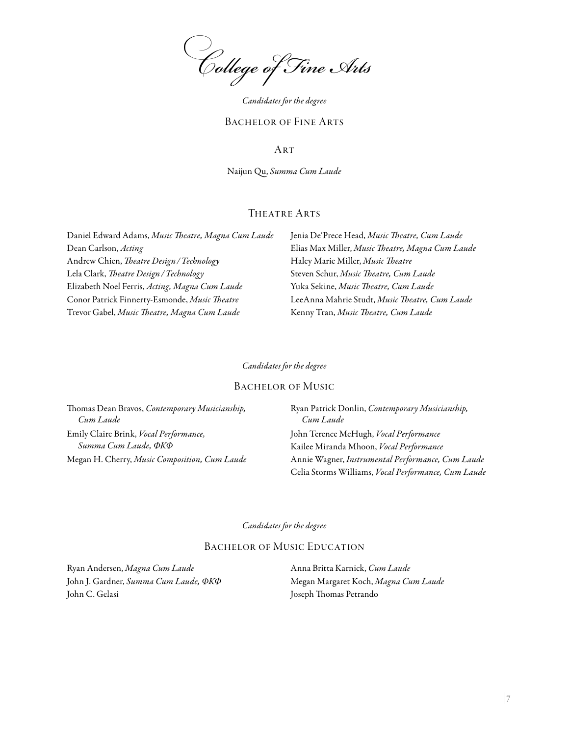# College of Fine Arts

*Candidates for the degree*

## Bachelor of Fine Arts

### Art

Naijun Qu, *Summa Cum Laude*

### Theatre Arts

Daniel Edward Adams, *Music Theatre, Magna Cum Laude*
Dean Carlson, *Acting*
Andrew Chien, *Theatre Design / Technology*
Lela Clark, *Theatre Design / Technology*
Elizabeth Noel Ferris, *Acting, Magna Cum Laude*
Conor Patrick Finnerty-Esmonde, *Music Theatre*
Trevor Gabel, *Music Theatre, Magna Cum Laude*
Jenia De'Prece Head, *Music Theatre, Cum Laude*
Elias Max Miller, *Music Theatre, Magna Cum Laude*
Haley Marie Miller, *Music Theatre*
Steven Schur, *Music Theatre, Cum Laude*
Yuka Sekine, *Music Theatre, Cum Laude*
LeeAnna Mahrie Studt, *Music Theatre, Cum Laude*
Kenny Tran, *Music Theatre, Cum Laude*

*Candidates for the degree*

## Bachelor of Music

Thomas Dean Bravos, *Contemporary Musicianship, Cum Laude*
Emily Claire Brink, *Vocal Performance, Summa Cum Laude, ΦΚΦ*
Megan H. Cherry, *Music Composition, Cum Laude*
Ryan Patrick Donlin, *Contemporary Musicianship, Cum Laude*
John Terence McHugh, *Vocal Performance*
Kailee Miranda Mhoon, *Vocal Performance*
Annie Wagner, *Instrumental Performance, Cum Laude*
Celia Storms Williams, *Vocal Performance, Cum Laude*

*Candidates for the degree*

## Bachelor of Music Education

Ryan Andersen, *Magna Cum Laude*
John J. Gardner, *Summa Cum Laude, ΦΚΦ*
John C. Gelasi
Anna Britta Karnick, *Cum Laude*
Megan Margaret Koch, *Magna Cum Laude*
Joseph Thomas Petrando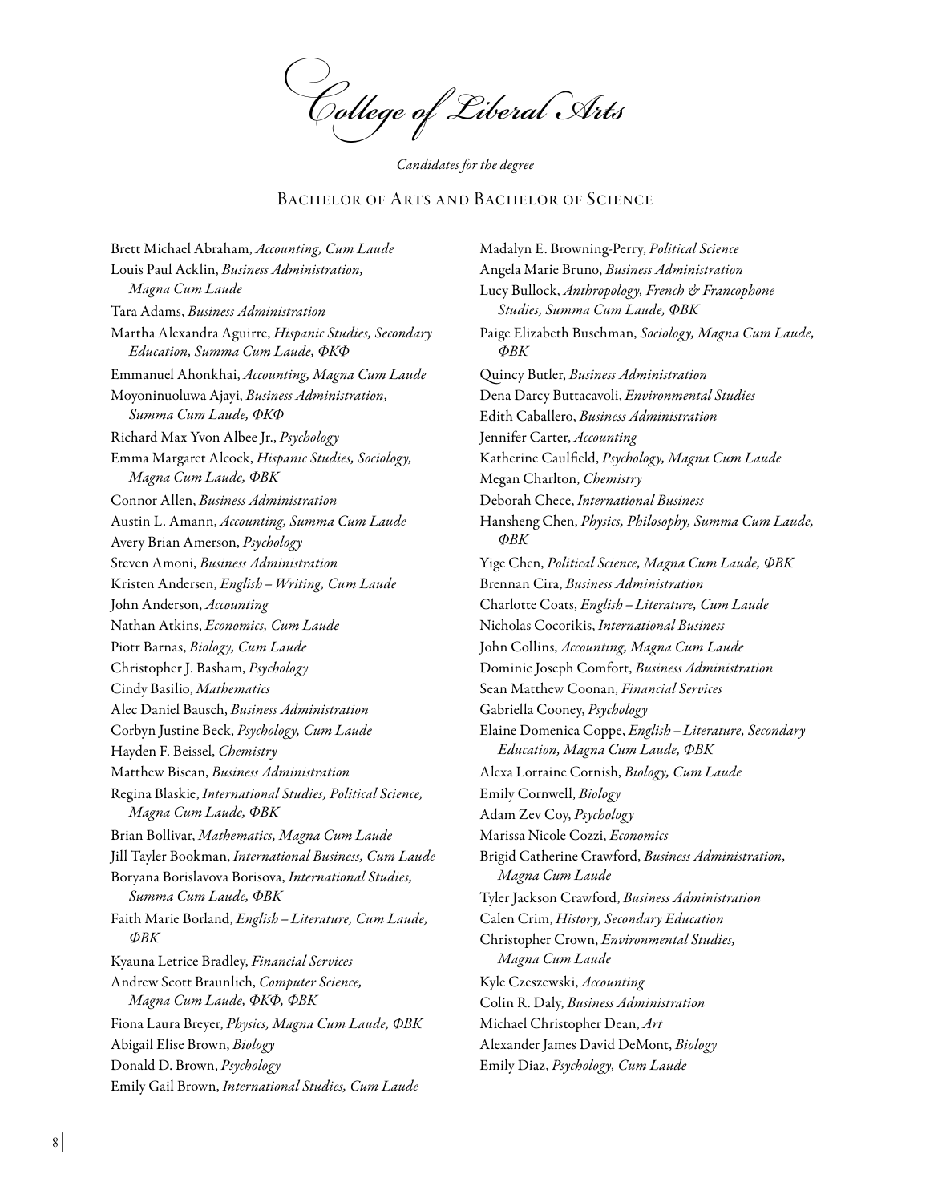# College of Liberal Arts

*Candidates for the degree*

## Bachelor of Arts and Bachelor of Science

Brett Michael Abraham, *Accounting, Cum Laude*
Louis Paul Acklin, *Business Administration, Magna Cum Laude*
Tara Adams, *Business Administration*
Martha Alexandra Aguirre, *Hispanic Studies, Secondary Education, Summa Cum Laude, ΦΚΦ*
Emmanuel Ahonkhai, *Accounting, Magna Cum Laude*
Moyoninuoluwa Ajayi, *Business Administration, Summa Cum Laude, ΦΚΦ*
Richard Max Yvon Albee Jr., *Psychology*
Emma Margaret Alcock, *Hispanic Studies, Sociology, Magna Cum Laude, ΦΒΚ*
Connor Allen, *Business Administration*
Austin L. Amann, *Accounting, Summa Cum Laude*
Avery Brian Amerson, *Psychology*
Steven Amoni, *Business Administration*
Kristen Andersen, *English – Writing, Cum Laude*
John Anderson, *Accounting*
Nathan Atkins, *Economics, Cum Laude*
Piotr Barnas, *Biology, Cum Laude*
Christopher J. Basham, *Psychology*
Cindy Basilio, *Mathematics*
Alec Daniel Bausch, *Business Administration*
Corbyn Justine Beck, *Psychology, Cum Laude*
Hayden F. Beissel, *Chemistry*
Matthew Biscan, *Business Administration*
Regina Blaskie, *International Studies, Political Science, Magna Cum Laude, ΦΒΚ*
Brian Bollivar, *Mathematics, Magna Cum Laude*
Jill Tayler Bookman, *International Business, Cum Laude*
Boryana Borislavova Borisova, *International Studies, Summa Cum Laude, ΦΒΚ*
Faith Marie Borland, *English – Literature, Cum Laude, ΦΒΚ*
Kyauna Letrice Bradley, *Financial Services*
Andrew Scott Braunlich, *Computer Science, Magna Cum Laude, ΦΚΦ, ΦΒΚ*
Fiona Laura Breyer, *Physics, Magna Cum Laude, ΦΒΚ*
Abigail Elise Brown, *Biology*
Donald D. Brown, *Psychology*
Emily Gail Brown, *International Studies, Cum Laude*
Madalyn E. Browning-Perry, *Political Science*
Angela Marie Bruno, *Business Administration*
Lucy Bullock, *Anthropology, French & Francophone Studies, Summa Cum Laude, ΦΒΚ*
Paige Elizabeth Buschman, *Sociology, Magna Cum Laude, ΦΒΚ*
Quincy Butler, *Business Administration*
Dena Darcy Buttacavoli, *Environmental Studies*
Edith Caballero, *Business Administration*
Jennifer Carter, *Accounting*
Katherine Caulfield, *Psychology, Magna Cum Laude*
Megan Charlton, *Chemistry*
Deborah Chece, *International Business*
Hansheng Chen, *Physics, Philosophy, Summa Cum Laude, ΦΒΚ*
Yige Chen, *Political Science, Magna Cum Laude, ΦΒΚ*
Brennan Cira, *Business Administration*
Charlotte Coats, *English – Literature, Cum Laude*
Nicholas Cocorikis, *International Business*
John Collins, *Accounting, Magna Cum Laude*
Dominic Joseph Comfort, *Business Administration*
Sean Matthew Coonan, *Financial Services*
Gabriella Cooney, *Psychology*
Elaine Domenica Coppe, *English – Literature, Secondary Education, Magna Cum Laude, ΦΒΚ*
Alexa Lorraine Cornish, *Biology, Cum Laude*
Emily Cornwell, *Biology*
Adam Zev Coy, *Psychology*
Marissa Nicole Cozzi, *Economics*
Brigid Catherine Crawford, *Business Administration, Magna Cum Laude*
Tyler Jackson Crawford, *Business Administration*
Calen Crim, *History, Secondary Education*
Christopher Crown, *Environmental Studies, Magna Cum Laude*
Kyle Czeszewski, *Accounting*
Colin R. Daly, *Business Administration*
Michael Christopher Dean, *Art*
Alexander James David DeMont, *Biology*
Emily Diaz, *Psychology, Cum Laude*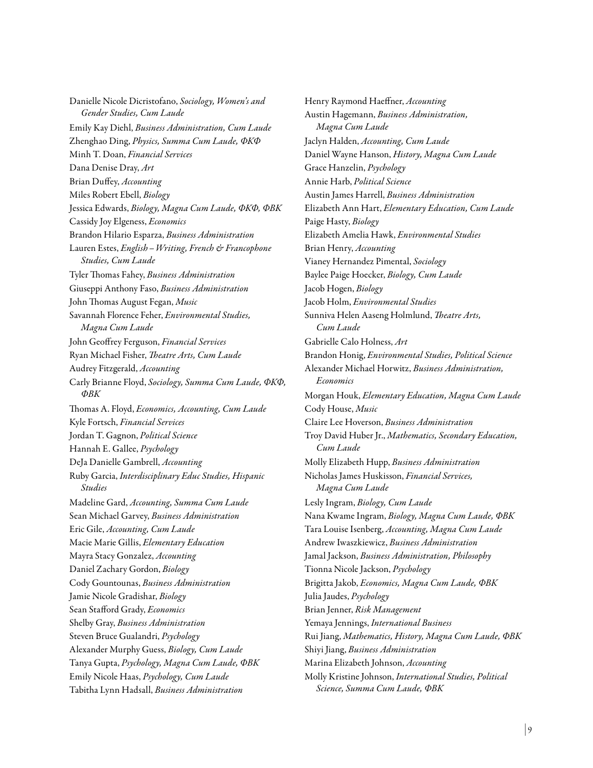Danielle Nicole Dicristofano, *Sociology, Women's and Gender Studies, Cum Laude*

Emily Kay Diehl, *Business Administration, Cum Laude*

Zhenghao Ding, *Physics, Summa Cum Laude, ΦΚΦ*

Minh T. Doan, *Financial Services*

Dana Denise Dray, *Art*

Brian Duffey, *Accounting*

Miles Robert Ebell, *Biology*

Jessica Edwards, *Biology, Magna Cum Laude, ΦΚΦ, ΦΒΚ*

Cassidy Joy Elgeness, *Economics*

Brandon Hilario Esparza, *Business Administration*

Lauren Estes, *English – Writing, French & Francophone Studies, Cum Laude*

Tyler Thomas Fahey, *Business Administration*

Giuseppi Anthony Faso, *Business Administration*

John Thomas August Fegan, *Music*

Savannah Florence Feher, *Environmental Studies, Magna Cum Laude*

John Geoffrey Ferguson, *Financial Services*

Ryan Michael Fisher, *Theatre Arts, Cum Laude*

Audrey Fitzgerald, *Accounting*

Carly Brianne Floyd, *Sociology, Summa Cum Laude, ΦΚΦ, ΦΒΚ*

Thomas A. Floyd, *Economics, Accounting, Cum Laude*

Kyle Fortsch, *Financial Services*

Jordan T. Gagnon, *Political Science*

Hannah E. Gallee, *Psychology*

DeJa Danielle Gambrell, *Accounting*

Ruby Garcia, *Interdisciplinary Educ Studies, Hispanic Studies*

Madeline Gard, *Accounting, Summa Cum Laude*

Sean Michael Garvey, *Business Administration*

Eric Gile, *Accounting, Cum Laude*

Macie Marie Gillis, *Elementary Education*

Mayra Stacy Gonzalez, *Accounting*

Daniel Zachary Gordon, *Biology*

Cody Gountounas, *Business Administration*

Jamie Nicole Gradishar, *Biology*

Sean Stafford Grady, *Economics*

Shelby Gray, *Business Administration*

Steven Bruce Gualandri, *Psychology*

Alexander Murphy Guess, *Biology, Cum Laude*

Tanya Gupta, *Psychology, Magna Cum Laude, ΦΒΚ*

Emily Nicole Haas, *Psychology, Cum Laude*

Tabitha Lynn Hadsall, *Business Administration*

Henry Raymond Haeffner, *Accounting*

Austin Hagemann, *Business Administration, Magna Cum Laude*

Jaclyn Halden, *Accounting, Cum Laude*

Daniel Wayne Hanson, *History, Magna Cum Laude*

Grace Hanzelin, *Psychology*

Annie Harb, *Political Science*

Austin James Harrell, *Business Administration*

Elizabeth Ann Hart, *Elementary Education, Cum Laude*

Paige Hasty, *Biology*

Elizabeth Amelia Hawk, *Environmental Studies*

Brian Henry, *Accounting*

Vianey Hernandez Pimental, *Sociology*

Baylee Paige Hoecker, *Biology, Cum Laude*

Jacob Hogen, *Biology*

Jacob Holm, *Environmental Studies*

Sunniva Helen Aaseng Holmlund, *Theatre Arts, Cum Laude*

Gabrielle Calo Holness, *Art*

Brandon Honig, *Environmental Studies, Political Science*

Alexander Michael Horwitz, *Business Administration, Economics*

Morgan Houk, *Elementary Education, Magna Cum Laude*

Cody House, *Music*

Claire Lee Hoverson, *Business Administration*

Troy David Huber Jr., *Mathematics, Secondary Education, Cum Laude*

Molly Elizabeth Hupp, *Business Administration*

Nicholas James Huskisson, *Financial Services, Magna Cum Laude*

Lesly Ingram, *Biology, Cum Laude*

Nana Kwame Ingram, *Biology, Magna Cum Laude, ΦΒΚ*

Tara Louise Isenberg, *Accounting, Magna Cum Laude*

Andrew Iwaszkiewicz, *Business Administration*

Jamal Jackson, *Business Administration, Philosophy*

Tionna Nicole Jackson, *Psychology*

Brigitta Jakob, *Economics, Magna Cum Laude, ΦΒΚ*

Julia Jaudes, *Psychology*

Brian Jenner, *Risk Management*

Yemaya Jennings, *International Business*

Rui Jiang, *Mathematics, History, Magna Cum Laude, ΦΒΚ*

Shiyi Jiang, *Business Administration*

Marina Elizabeth Johnson, *Accounting*

Molly Kristine Johnson, *International Studies, Political Science, Summa Cum Laude, ΦΒΚ*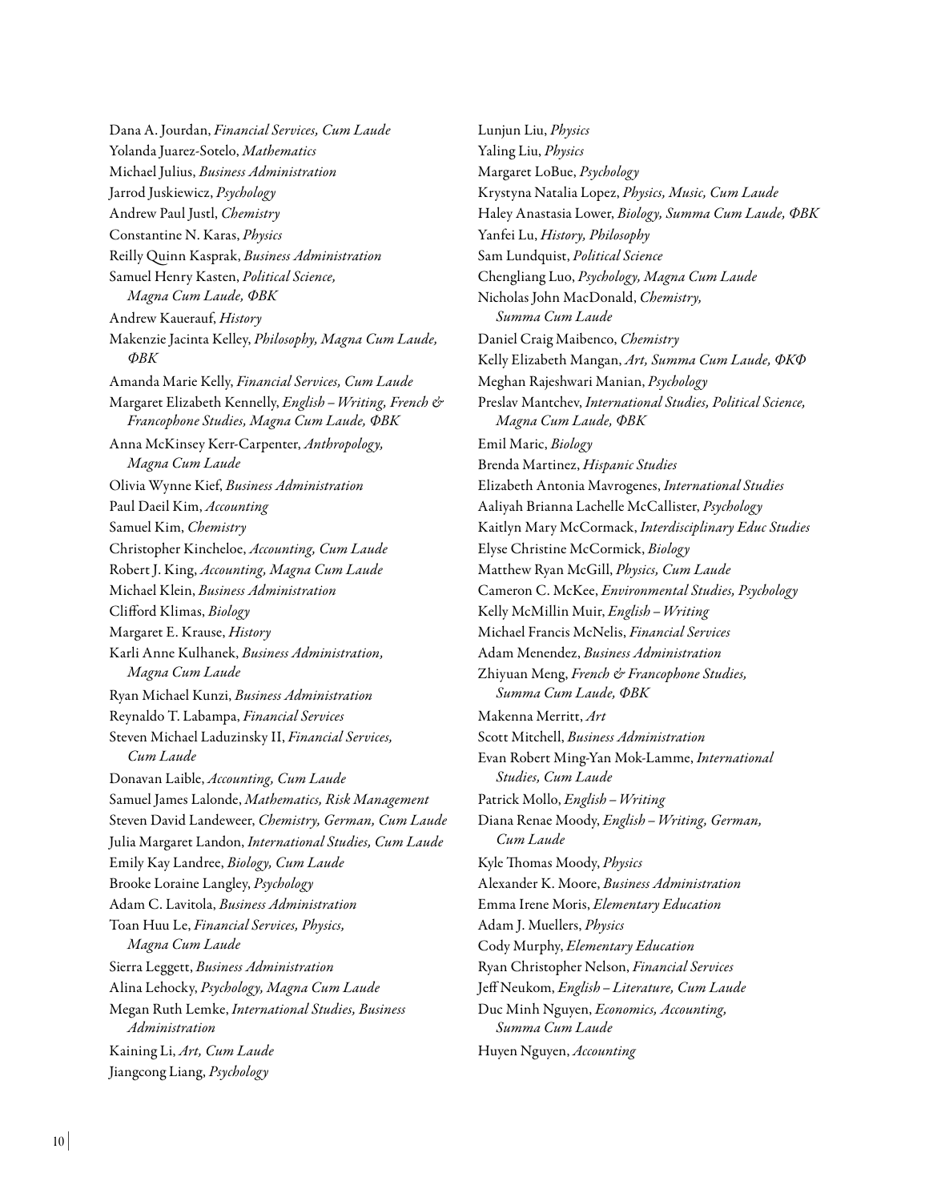Dana A. Jourdan, *Financial Services, Cum Laude*
Yolanda Juarez-Sotelo, *Mathematics*
Michael Julius, *Business Administration*
Jarrod Juskiewicz, *Psychology*
Andrew Paul Justl, *Chemistry*
Constantine N. Karas, *Physics*
Reilly Quinn Kasprak, *Business Administration*
Samuel Henry Kasten, *Political Science, Magna Cum Laude, ΦBK*
Andrew Kauerauf, *History*
Makenzie Jacinta Kelley, *Philosophy, Magna Cum Laude, ΦBK*
Amanda Marie Kelly, *Financial Services, Cum Laude*
Margaret Elizabeth Kennelly, *English – Writing, French & Francophone Studies, Magna Cum Laude, ΦBK*
Anna McKinsey Kerr-Carpenter, *Anthropology, Magna Cum Laude*
Olivia Wynne Kief, *Business Administration*
Paul Daeil Kim, *Accounting*
Samuel Kim, *Chemistry*
Christopher Kincheloe, *Accounting, Cum Laude*
Robert J. King, *Accounting, Magna Cum Laude*
Michael Klein, *Business Administration*
Clifford Klimas, *Biology*
Margaret E. Krause, *History*
Karli Anne Kulhanek, *Business Administration, Magna Cum Laude*
Ryan Michael Kunzi, *Business Administration*
Reynaldo T. Labampa, *Financial Services*
Steven Michael Laduzinsky II, *Financial Services, Cum Laude*
Donavan Laible, *Accounting, Cum Laude*
Samuel James Lalonde, *Mathematics, Risk Management*
Steven David Landeweer, *Chemistry, German, Cum Laude*
Julia Margaret Landon, *International Studies, Cum Laude*
Emily Kay Landree, *Biology, Cum Laude*
Brooke Loraine Langley, *Psychology*
Adam C. Lavitola, *Business Administration*
Toan Huu Le, *Financial Services, Physics, Magna Cum Laude*
Sierra Leggett, *Business Administration*
Alina Lehocky, *Psychology, Magna Cum Laude*
Megan Ruth Lemke, *International Studies, Business Administration*
Kaining Li, *Art, Cum Laude*
Jiangcong Liang, *Psychology*
Lunjun Liu, *Physics*
Yaling Liu, *Physics*
Margaret LoBue, *Psychology*
Krystyna Natalia Lopez, *Physics, Music, Cum Laude*
Haley Anastasia Lower, *Biology, Summa Cum Laude, ΦBK*
Yanfei Lu, *History, Philosophy*
Sam Lundquist, *Political Science*
Chengliang Luo, *Psychology, Magna Cum Laude*
Nicholas John MacDonald, *Chemistry, Summa Cum Laude*
Daniel Craig Maibenco, *Chemistry*
Kelly Elizabeth Mangan, *Art, Summa Cum Laude, ΦKΦ*
Meghan Rajeshwari Manian, *Psychology*
Preslav Mantchev, *International Studies, Political Science, Magna Cum Laude, ΦBK*
Emil Maric, *Biology*
Brenda Martinez, *Hispanic Studies*
Elizabeth Antonia Mavrogenes, *International Studies*
Aaliyah Brianna Lachelle McCallister, *Psychology*
Kaitlyn Mary McCormack, *Interdisciplinary Educ Studies*
Elyse Christine McCormick, *Biology*
Matthew Ryan McGill, *Physics, Cum Laude*
Cameron C. McKee, *Environmental Studies, Psychology*
Kelly McMillin Muir, *English – Writing*
Michael Francis McNelis, *Financial Services*
Adam Menendez, *Business Administration*
Zhiyuan Meng, *French & Francophone Studies, Summa Cum Laude, ΦBK*
Makenna Merritt, *Art*
Scott Mitchell, *Business Administration*
Evan Robert Ming-Yan Mok-Lamme, *International Studies, Cum Laude*
Patrick Mollo, *English – Writing*
Diana Renae Moody, *English – Writing, German, Cum Laude*
Kyle Thomas Moody, *Physics*
Alexander K. Moore, *Business Administration*
Emma Irene Moris, *Elementary Education*
Adam J. Muellers, *Physics*
Cody Murphy, *Elementary Education*
Ryan Christopher Nelson, *Financial Services*
Jeff Neukom, *English – Literature, Cum Laude*
Duc Minh Nguyen, *Economics, Accounting, Summa Cum Laude*
Huyen Nguyen, *Accounting*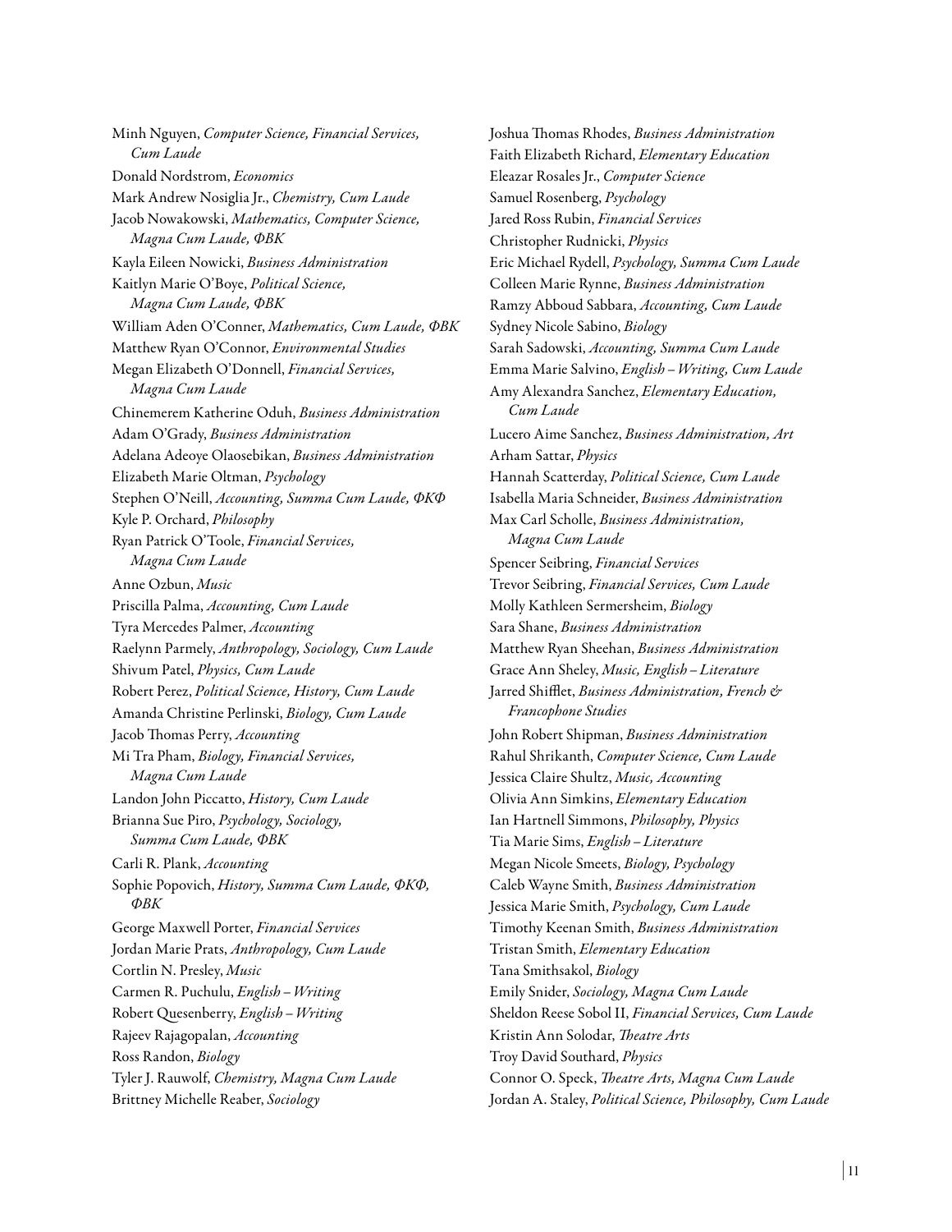Minh Nguyen, *Computer Science, Financial Services, Cum Laude*
Donald Nordstrom, *Economics*
Mark Andrew Nosiglia Jr., *Chemistry, Cum Laude*
Jacob Nowakowski, *Mathematics, Computer Science, Magna Cum Laude, ΦBK*
Kayla Eileen Nowicki, *Business Administration*
Kaitlyn Marie O'Boye, *Political Science, Magna Cum Laude, ΦBK*
William Aden O'Conner, *Mathematics, Cum Laude, ΦBK*
Matthew Ryan O'Connor, *Environmental Studies*
Megan Elizabeth O'Donnell, *Financial Services, Magna Cum Laude*
Chinemerem Katherine Oduh, *Business Administration*
Adam O'Grady, *Business Administration*
Adelana Adeoye Olaosebikan, *Business Administration*
Elizabeth Marie Oltman, *Psychology*
Stephen O'Neill, *Accounting, Summa Cum Laude, ΦKΦ*
Kyle P. Orchard, *Philosophy*
Ryan Patrick O'Toole, *Financial Services, Magna Cum Laude*
Anne Ozbun, *Music*
Priscilla Palma, *Accounting, Cum Laude*
Tyra Mercedes Palmer, *Accounting*
Raelynn Parmely, *Anthropology, Sociology, Cum Laude*
Shivum Patel, *Physics, Cum Laude*
Robert Perez, *Political Science, History, Cum Laude*
Amanda Christine Perlinski, *Biology, Cum Laude*
Jacob Thomas Perry, *Accounting*
Mi Tra Pham, *Biology, Financial Services, Magna Cum Laude*
Landon John Piccatto, *History, Cum Laude*
Brianna Sue Piro, *Psychology, Sociology, Summa Cum Laude, ΦBK*
Carli R. Plank, *Accounting*
Sophie Popovich, *History, Summa Cum Laude, ΦKΦ, ΦBK*
George Maxwell Porter, *Financial Services*
Jordan Marie Prats, *Anthropology, Cum Laude*
Cortlin N. Presley, *Music*
Carmen R. Puchulu, *English – Writing*
Robert Quesenberry, *English – Writing*
Rajeev Rajagopalan, *Accounting*
Ross Randon, *Biology*
Tyler J. Rauwolf, *Chemistry, Magna Cum Laude*
Brittney Michelle Reaber, *Sociology*
Joshua Thomas Rhodes, *Business Administration*
Faith Elizabeth Richard, *Elementary Education*
Eleazar Rosales Jr., *Computer Science*
Samuel Rosenberg, *Psychology*
Jared Ross Rubin, *Financial Services*
Christopher Rudnicki, *Physics*
Eric Michael Rydell, *Psychology, Summa Cum Laude*
Colleen Marie Rynne, *Business Administration*
Ramzy Abboud Sabbara, *Accounting, Cum Laude*
Sydney Nicole Sabino, *Biology*
Sarah Sadowski, *Accounting, Summa Cum Laude*
Emma Marie Salvino, *English – Writing, Cum Laude*
Amy Alexandra Sanchez, *Elementary Education, Cum Laude*
Lucero Aime Sanchez, *Business Administration, Art*
Arham Sattar, *Physics*
Hannah Scatterday, *Political Science, Cum Laude*
Isabella Maria Schneider, *Business Administration*
Max Carl Scholle, *Business Administration, Magna Cum Laude*
Spencer Seibring, *Financial Services*
Trevor Seibring, *Financial Services, Cum Laude*
Molly Kathleen Sermersheim, *Biology*
Sara Shane, *Business Administration*
Matthew Ryan Sheehan, *Business Administration*
Grace Ann Sheley, *Music, English – Literature*
Jarred Shifflet, *Business Administration, French & Francophone Studies*
John Robert Shipman, *Business Administration*
Rahul Shrikanth, *Computer Science, Cum Laude*
Jessica Claire Shultz, *Music, Accounting*
Olivia Ann Simkins, *Elementary Education*
Ian Hartnell Simmons, *Philosophy, Physics*
Tia Marie Sims, *English – Literature*
Megan Nicole Smeets, *Biology, Psychology*
Caleb Wayne Smith, *Business Administration*
Jessica Marie Smith, *Psychology, Cum Laude*
Timothy Keenan Smith, *Business Administration*
Tristan Smith, *Elementary Education*
Tana Smithsakol, *Biology*
Emily Snider, *Sociology, Magna Cum Laude*
Sheldon Reese Sobol II, *Financial Services, Cum Laude*
Kristin Ann Solodar, *Theatre Arts*
Troy David Southard, *Physics*
Connor O. Speck, *Theatre Arts, Magna Cum Laude*
Jordan A. Staley, *Political Science, Philosophy, Cum Laude*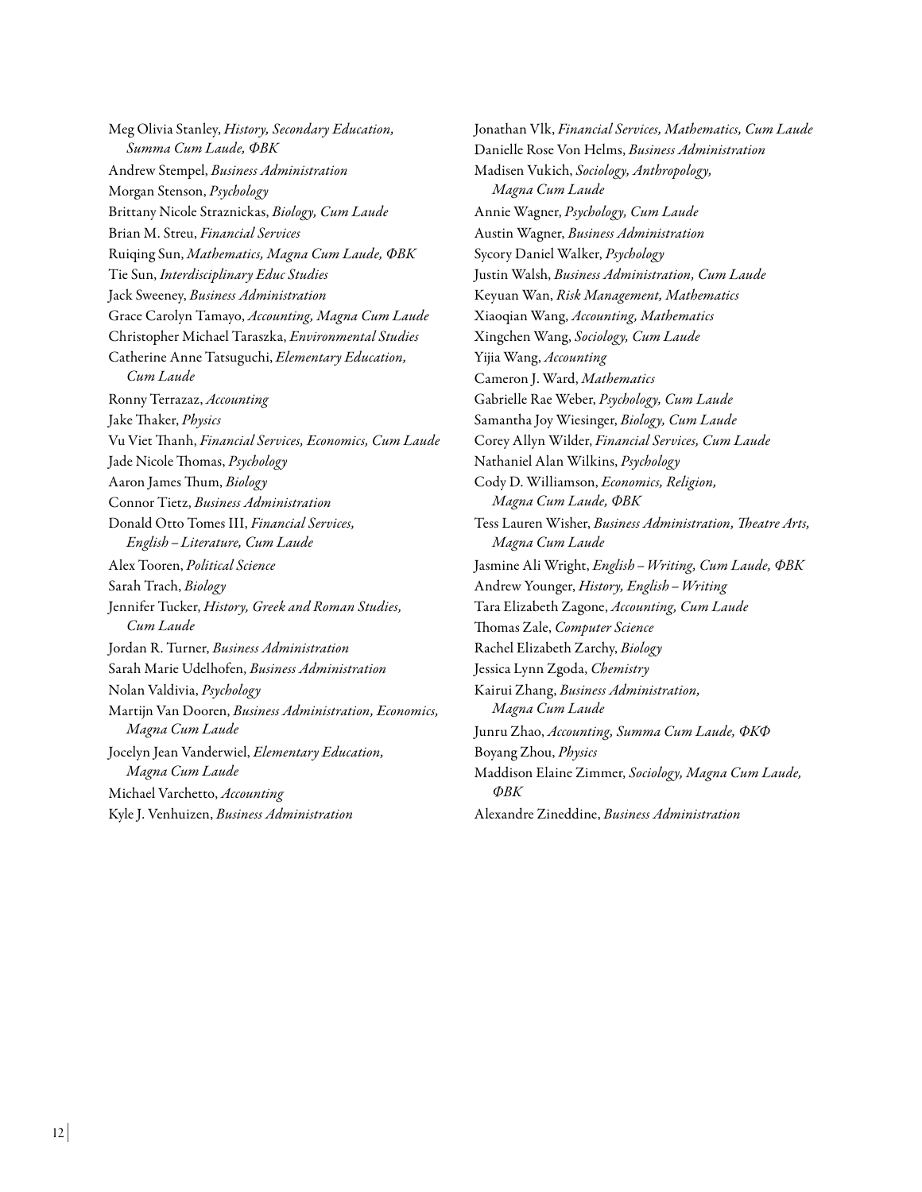Meg Olivia Stanley, *History, Secondary Education, Summa Cum Laude, ΦBK*
Andrew Stempel, *Business Administration*
Morgan Stenson, *Psychology*
Brittany Nicole Straznickas, *Biology, Cum Laude*
Brian M. Streu, *Financial Services*
Ruiqing Sun, *Mathematics, Magna Cum Laude, ΦBK*
Tie Sun, *Interdisciplinary Educ Studies*
Jack Sweeney, *Business Administration*
Grace Carolyn Tamayo, *Accounting, Magna Cum Laude*
Christopher Michael Taraszka, *Environmental Studies*
Catherine Anne Tatsuguchi, *Elementary Education, Cum Laude*
Ronny Terrazaz, *Accounting*
Jake Thaker, *Physics*
Vu Viet Thanh, *Financial Services, Economics, Cum Laude*
Jade Nicole Thomas, *Psychology*
Aaron James Thum, *Biology*
Connor Tietz, *Business Administration*
Donald Otto Tomes III, *Financial Services, English – Literature, Cum Laude*
Alex Tooren, *Political Science*
Sarah Trach, *Biology*
Jennifer Tucker, *History, Greek and Roman Studies, Cum Laude*
Jordan R. Turner, *Business Administration*
Sarah Marie Udelhofen, *Business Administration*
Nolan Valdivia, *Psychology*
Martijn Van Dooren, *Business Administration, Economics, Magna Cum Laude*
Jocelyn Jean Vanderwiel, *Elementary Education, Magna Cum Laude*
Michael Varchetto, *Accounting*
Kyle J. Venhuizen, *Business Administration*
Jonathan Vlk, *Financial Services, Mathematics, Cum Laude*
Danielle Rose Von Helms, *Business Administration*
Madisen Vukich, *Sociology, Anthropology, Magna Cum Laude*
Annie Wagner, *Psychology, Cum Laude*
Austin Wagner, *Business Administration*
Sycory Daniel Walker, *Psychology*
Justin Walsh, *Business Administration, Cum Laude*
Keyuan Wan, *Risk Management, Mathematics*
Xiaoqian Wang, *Accounting, Mathematics*
Xingchen Wang, *Sociology, Cum Laude*
Yijia Wang, *Accounting*
Cameron J. Ward, *Mathematics*
Gabrielle Rae Weber, *Psychology, Cum Laude*
Samantha Joy Wiesinger, *Biology, Cum Laude*
Corey Allyn Wilder, *Financial Services, Cum Laude*
Nathaniel Alan Wilkins, *Psychology*
Cody D. Williamson, *Economics, Religion, Magna Cum Laude, ΦBK*
Tess Lauren Wisher, *Business Administration, Theatre Arts, Magna Cum Laude*
Jasmine Ali Wright, *English – Writing, Cum Laude, ΦBK*
Andrew Younger, *History, English – Writing*
Tara Elizabeth Zagone, *Accounting, Cum Laude*
Thomas Zale, *Computer Science*
Rachel Elizabeth Zarchy, *Biology*
Jessica Lynn Zgoda, *Chemistry*
Kairui Zhang, *Business Administration, Magna Cum Laude*
Junru Zhao, *Accounting, Summa Cum Laude, ΦKΦ*
Boyang Zhou, *Physics*
Maddison Elaine Zimmer, *Sociology, Magna Cum Laude, ΦBK*
Alexandre Zineddine, *Business Administration*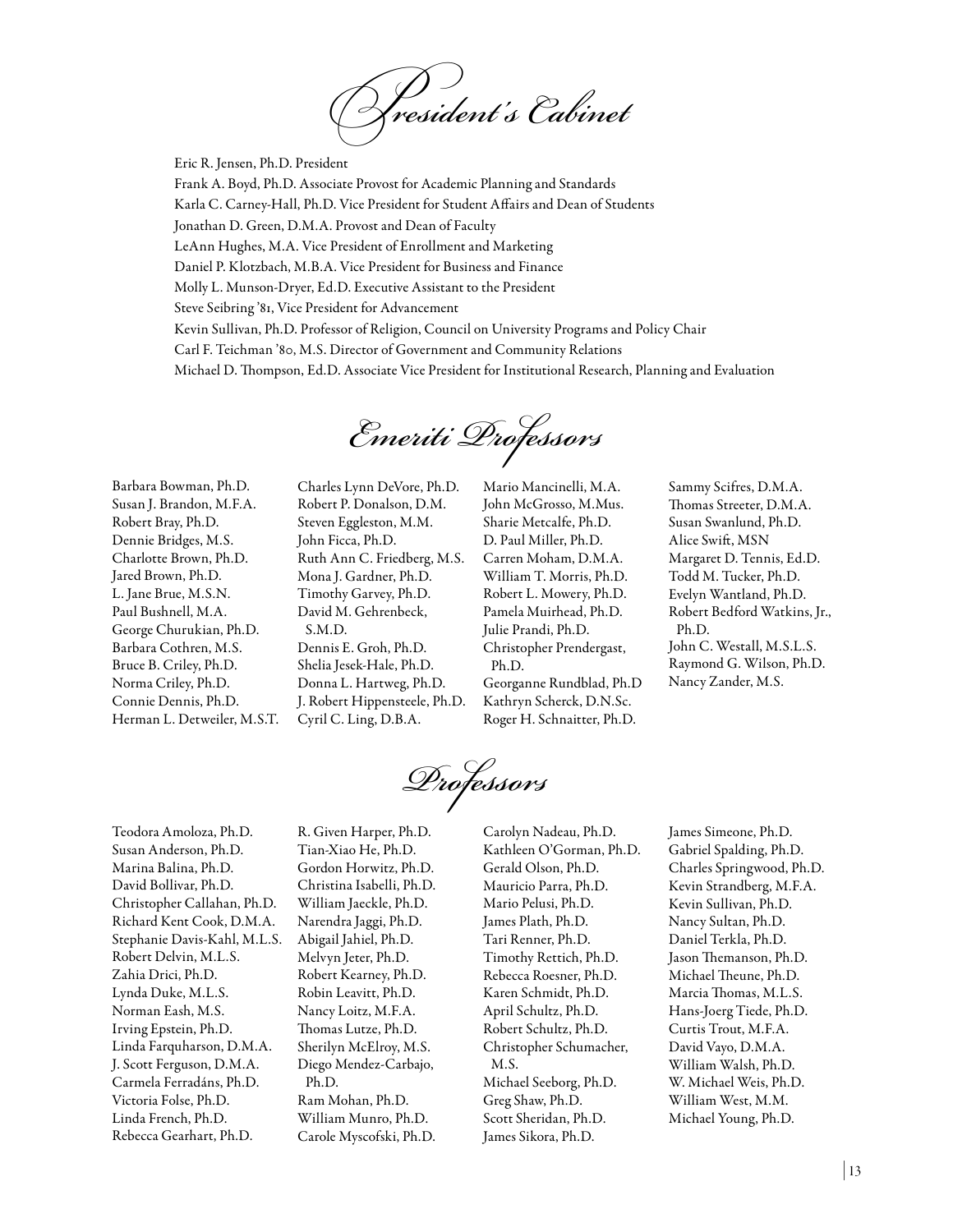# President's Cabinet

Eric R. Jensen, Ph.D. President
Frank A. Boyd, Ph.D. Associate Provost for Academic Planning and Standards
Karla C. Carney-Hall, Ph.D. Vice President for Student Affairs and Dean of Students
Jonathan D. Green, D.M.A. Provost and Dean of Faculty
LeAnn Hughes, M.A. Vice President of Enrollment and Marketing
Daniel P. Klotzbach, M.B.A. Vice President for Business and Finance
Molly L. Munson-Dryer, Ed.D. Executive Assistant to the President
Steve Seibring '81, Vice President for Advancement
Kevin Sullivan, Ph.D. Professor of Religion, Council on University Programs and Policy Chair
Carl F. Teichman '80, M.S. Director of Government and Community Relations
Michael D. Thompson, Ed.D. Associate Vice President for Institutional Research, Planning and Evaluation

# Emeriti Professors

Barbara Bowman, Ph.D.
Susan J. Brandon, M.F.A.
Robert Bray, Ph.D.
Dennie Bridges, M.S.
Charlotte Brown, Ph.D.
Jared Brown, Ph.D.
L. Jane Brue, M.S.N.
Paul Bushnell, M.A.
George Churukian, Ph.D.
Barbara Cothren, M.S.
Bruce B. Criley, Ph.D.
Norma Criley, Ph.D.
Connie Dennis, Ph.D.
Herman L. Detweiler, M.S.T.
Charles Lynn DeVore, Ph.D.
Robert P. Donalson, D.M.
Steven Eggleston, M.M.
John Ficca, Ph.D.
Ruth Ann C. Friedberg, M.S.
Mona J. Gardner, Ph.D.
Timothy Garvey, Ph.D.
David M. Gehrenbeck, S.M.D.
Dennis E. Groh, Ph.D.
Shelia Jesek-Hale, Ph.D.
Donna L. Hartweg, Ph.D.
J. Robert Hippensteele, Ph.D.
Cyril C. Ling, D.B.A.
Mario Mancinelli, M.A.
John McGrosso, M.Mus.
Sharie Metcalfe, Ph.D.
D. Paul Miller, Ph.D.
Carren Moham, D.M.A.
William T. Morris, Ph.D.
Robert L. Mowery, Ph.D.
Pamela Muirhead, Ph.D.
Julie Prandi, Ph.D.
Christopher Prendergast, Ph.D.
Georganne Rundblad, Ph.D
Kathryn Scherck, D.N.Sc.
Roger H. Schnaitter, Ph.D.
Sammy Scifres, D.M.A.
Thomas Streeter, D.M.A.
Susan Swanlund, Ph.D.
Alice Swift, MSN
Margaret D. Tennis, Ed.D.
Todd M. Tucker, Ph.D.
Evelyn Wantland, Ph.D.
Robert Bedford Watkins, Jr., Ph.D.
John C. Westall, M.S.L.S.
Raymond G. Wilson, Ph.D.
Nancy Zander, M.S.

# Professors

Teodora Amoloza, Ph.D.
Susan Anderson, Ph.D.
Marina Balina, Ph.D.
David Bollivar, Ph.D.
Christopher Callahan, Ph.D.
Richard Kent Cook, D.M.A.
Stephanie Davis-Kahl, M.L.S.
Robert Delvin, M.L.S.
Zahia Drici, Ph.D.
Lynda Duke, M.L.S.
Norman Eash, M.S.
Irving Epstein, Ph.D.
Linda Farquharson, D.M.A.
J. Scott Ferguson, D.M.A.
Carmela Ferradáns, Ph.D.
Victoria Folse, Ph.D.
Linda French, Ph.D.
Rebecca Gearhart, Ph.D.
R. Given Harper, Ph.D.
Tian-Xiao He, Ph.D.
Gordon Horwitz, Ph.D.
Christina Isabelli, Ph.D.
William Jaeckle, Ph.D.
Narendra Jaggi, Ph.D.
Abigail Jahiel, Ph.D.
Melvyn Jeter, Ph.D.
Robert Kearney, Ph.D.
Robin Leavitt, Ph.D.
Nancy Loitz, M.F.A.
Thomas Lutze, Ph.D.
Sherilyn McElroy, M.S.
Diego Mendez-Carbajo, Ph.D.
Ram Mohan, Ph.D.
William Munro, Ph.D.
Carole Myscofski, Ph.D.
Carolyn Nadeau, Ph.D.
Kathleen O'Gorman, Ph.D.
Gerald Olson, Ph.D.
Mauricio Parra, Ph.D.
Mario Pelusi, Ph.D.
James Plath, Ph.D.
Tari Renner, Ph.D.
Timothy Rettich, Ph.D.
Rebecca Roesner, Ph.D.
Karen Schmidt, Ph.D.
April Schultz, Ph.D.
Robert Schultz, Ph.D.
Christopher Schumacher, M.S.
Michael Seeborg, Ph.D.
Greg Shaw, Ph.D.
Scott Sheridan, Ph.D.
James Sikora, Ph.D.
James Simeone, Ph.D.
Gabriel Spalding, Ph.D.
Charles Springwood, Ph.D.
Kevin Strandberg, M.F.A.
Kevin Sullivan, Ph.D.
Nancy Sultan, Ph.D.
Daniel Terkla, Ph.D.
Jason Themanson, Ph.D.
Michael Theune, Ph.D.
Marcia Thomas, M.L.S.
Hans-Joerg Tiede, Ph.D.
Curtis Trout, M.F.A.
David Vayo, D.M.A.
William Walsh, Ph.D.
W. Michael Weis, Ph.D.
William West, M.M.
Michael Young, Ph.D.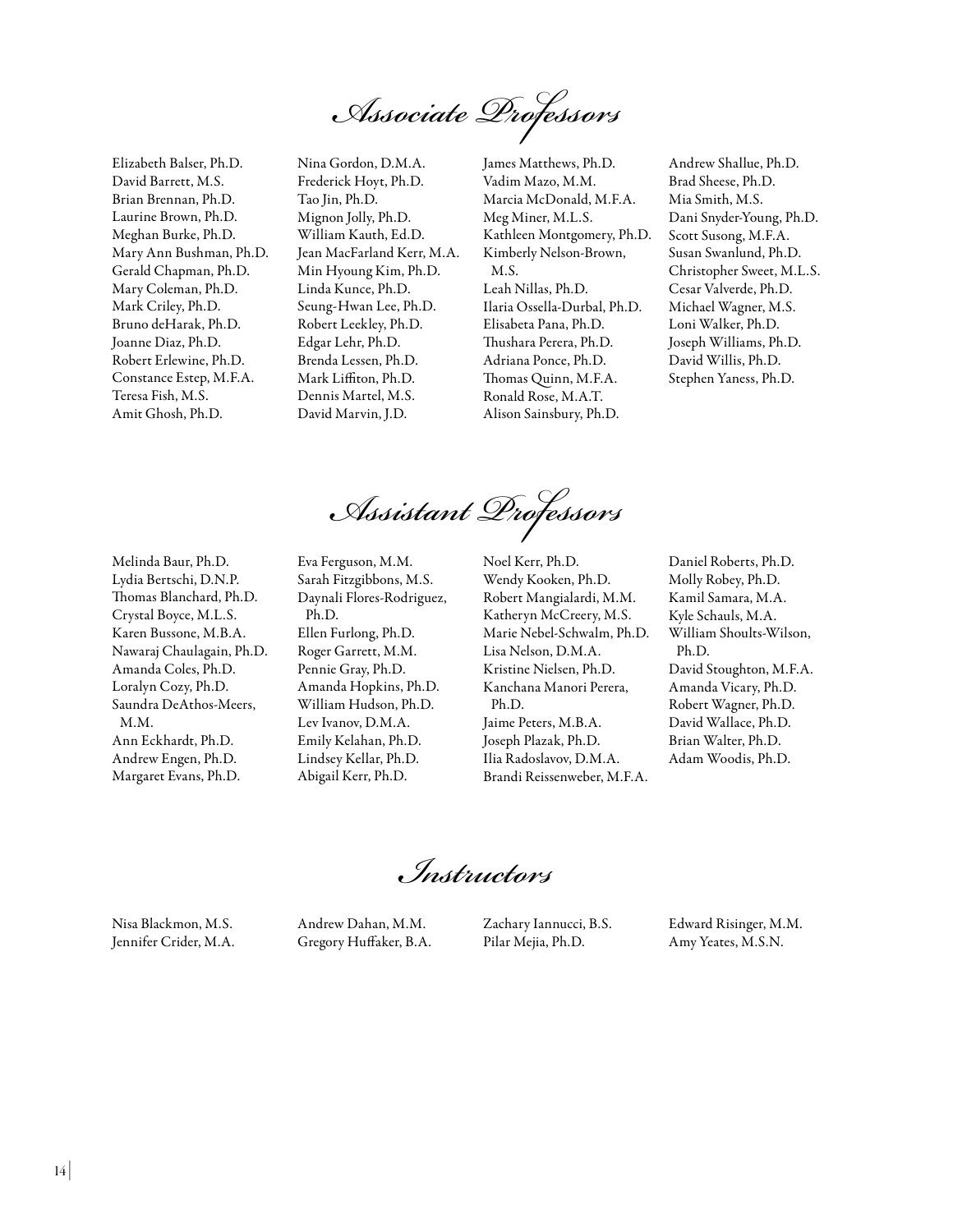# Associate Professors

Elizabeth Balser, Ph.D.
David Barrett, M.S.
Brian Brennan, Ph.D.
Laurine Brown, Ph.D.
Meghan Burke, Ph.D.
Mary Ann Bushman, Ph.D.
Gerald Chapman, Ph.D.
Mary Coleman, Ph.D.
Mark Criley, Ph.D.
Bruno deHarak, Ph.D.
Joanne Diaz, Ph.D.
Robert Erlewine, Ph.D.
Constance Estep, M.F.A.
Teresa Fish, M.S.
Amit Ghosh, Ph.D.
Nina Gordon, D.M.A.
Frederick Hoyt, Ph.D.
Tao Jin, Ph.D.
Mignon Jolly, Ph.D.
William Kauth, Ed.D.
Jean MacFarland Kerr, M.A.
Min Hyoung Kim, Ph.D.
Linda Kunce, Ph.D.
Seung-Hwan Lee, Ph.D.
Robert Leekley, Ph.D.
Edgar Lehr, Ph.D.
Brenda Lessen, Ph.D.
Mark Liffiton, Ph.D.
Dennis Martel, M.S.
David Marvin, J.D.
James Matthews, Ph.D.
Vadim Mazo, M.M.
Marcia McDonald, M.F.A.
Meg Miner, M.L.S.
Kathleen Montgomery, Ph.D.
Kimberly Nelson-Brown, M.S.
Leah Nillas, Ph.D.
Ilaria Ossella-Durbal, Ph.D.
Elisabeta Pana, Ph.D.
Thushara Perera, Ph.D.
Adriana Ponce, Ph.D.
Thomas Quinn, M.F.A.
Ronald Rose, M.A.T.
Alison Sainsbury, Ph.D.
Andrew Shallue, Ph.D.
Brad Sheese, Ph.D.
Mia Smith, M.S.
Dani Snyder-Young, Ph.D.
Scott Susong, M.F.A.
Susan Swanlund, Ph.D.
Christopher Sweet, M.L.S.
Cesar Valverde, Ph.D.
Michael Wagner, M.S.
Loni Walker, Ph.D.
Joseph Williams, Ph.D.
David Willis, Ph.D.
Stephen Yaness, Ph.D.

# Assistant Professors

Melinda Baur, Ph.D.
Lydia Bertschi, D.N.P.
Thomas Blanchard, Ph.D.
Crystal Boyce, M.L.S.
Karen Bussone, M.B.A.
Nawaraj Chaulagain, Ph.D.
Amanda Coles, Ph.D.
Loralyn Cozy, Ph.D.
Saundra DeAthos-Meers, M.M.
Ann Eckhardt, Ph.D.
Andrew Engen, Ph.D.
Margaret Evans, Ph.D.
Eva Ferguson, M.M.
Sarah Fitzgibbons, M.S.
Daynali Flores-Rodriguez, Ph.D.
Ellen Furlong, Ph.D.
Roger Garrett, M.M.
Pennie Gray, Ph.D.
Amanda Hopkins, Ph.D.
William Hudson, Ph.D.
Lev Ivanov, D.M.A.
Emily Kelahan, Ph.D.
Lindsey Kellar, Ph.D.
Abigail Kerr, Ph.D.
Noel Kerr, Ph.D.
Wendy Kooken, Ph.D.
Robert Mangialardi, M.M.
Katheryn McCreery, M.S.
Marie Nebel-Schwalm, Ph.D.
Lisa Nelson, D.M.A.
Kristine Nielsen, Ph.D.
Kanchana Manori Perera, Ph.D.
Jaime Peters, M.B.A.
Joseph Plazak, Ph.D.
Ilia Radoslavov, D.M.A.
Brandi Reissenweber, M.F.A.
Daniel Roberts, Ph.D.
Molly Robey, Ph.D.
Kamil Samara, M.A.
Kyle Schauls, M.A.
William Shoults-Wilson, Ph.D.
David Stoughton, M.F.A.
Amanda Vicary, Ph.D.
Robert Wagner, Ph.D.
David Wallace, Ph.D.
Brian Walter, Ph.D.
Adam Woodis, Ph.D.

# Instructors

Nisa Blackmon, M.S.
Jennifer Crider, M.A.
Andrew Dahan, M.M.
Gregory Huffaker, B.A.
Zachary Iannucci, B.S.
Pilar Mejia, Ph.D.
Edward Risinger, M.M.
Amy Yeates, M.S.N.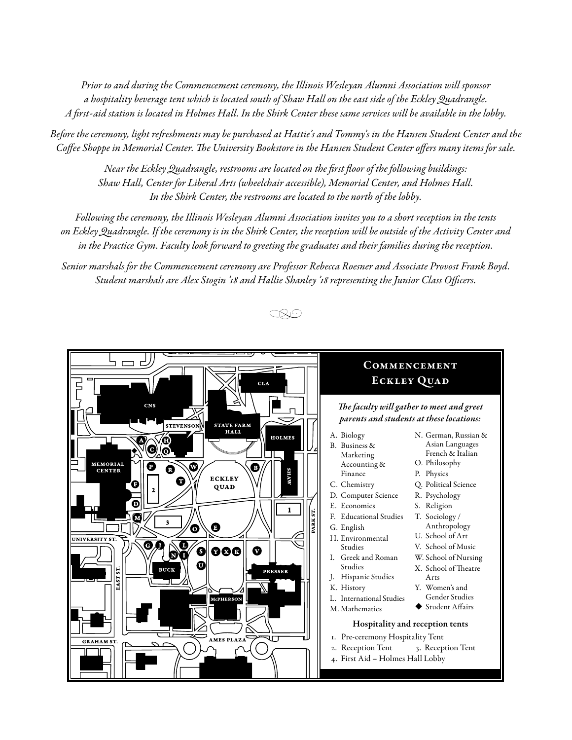*Prior to and during the Commencement ceremony, the Illinois Wesleyan Alumni Association will sponsor a hospitality beverage tent which is located south of Shaw Hall on the east side of the Eckley Quadrangle. A first-aid station is located in Holmes Hall. In the Shirk Center these same services will be available in the lobby.*

*Before the ceremony, light refreshments may be purchased at Hattie's and Tommy's in the Hansen Student Center and the Coffee Shoppe in Memorial Center. The University Bookstore in the Hansen Student Center offers many items for sale.*

*Near the Eckley Quadrangle, restrooms are located on the first floor of the following buildings: Shaw Hall, Center for Liberal Arts (wheelchair accessible), Memorial Center, and Holmes Hall. In the Shirk Center, the restrooms are located to the north of the lobby.*

*Following the ceremony, the Illinois Wesleyan Alumni Association invites you to a short reception in the tents on Eckley Quadrangle. If the ceremony is in the Shirk Center, the reception will be outside of the Activity Center and in the Practice Gym. Faculty look forward to greeting the graduates and their families during the reception.*

*Senior marshals for the Commencement ceremony are Professor Rebecca Roesner and Associate Provost Frank Boyd. Student marshals are Alex Stogin '18 and Hallie Shanley '18 representing the Junior Class Officers.*

CNS
CLA
STEVENSON
STATE FARM HALL
HOLMES
MEMORIAL CENTER
SHAW
ECKLEY QUAD
PARK ST.
UNIVERSITY ST.
EAST ST.
BUCK
PRESSER
McPHERSON
GRAHAM ST.
AMES PLAZA

## Commencement Eckley Quad

***The faculty will gather to meet and greet parents and students at these locations:***

A. Biology
B. Business & Marketing Accounting & Finance
C. Chemistry
D. Computer Science
E. Economics
F. Educational Studies
G. English
H. Environmental Studies
I. Greek and Roman Studies
J. Hispanic Studies
K. History
L. International Studies
M. Mathematics
N. German, Russian & Asian Languages French & Italian
O. Philosophy
P. Physics
Q. Political Science
R. Psychology
S. Religion
T. Sociology / Anthropology
U. School of Art
V. School of Music
W. School of Nursing
X. School of Theatre Arts
Y. Women's and Gender Studies
◆ Student Affairs

### Hospitality and reception tents

1. Pre-ceremony Hospitality Tent
2. Reception Tent
3. Reception Tent
4. First Aid – Holmes Hall Lobby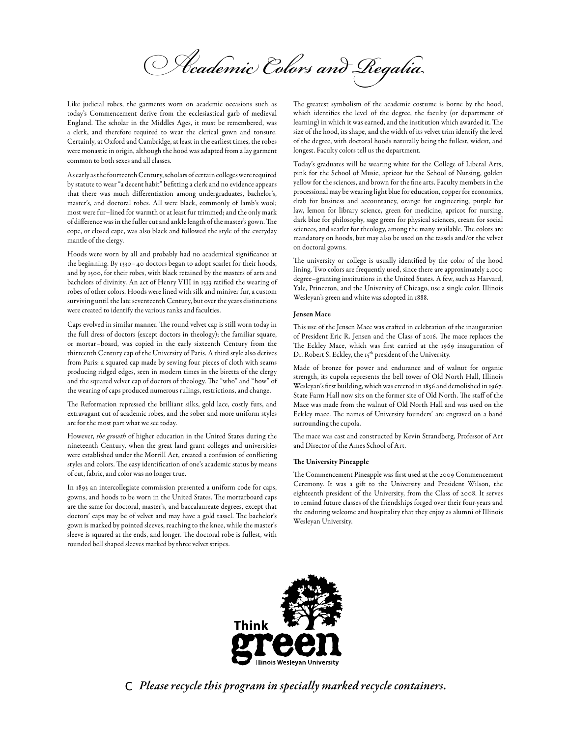# Academic Colors and Regalia

Like judicial robes, the garments worn on academic occasions such as today's Commencement derive from the ecclesiastical garb of medieval England. The scholar in the Middles Ages, it must be remembered, was a clerk, and therefore required to wear the clerical gown and tonsure. Certainly, at Oxford and Cambridge, at least in the earliest times, the robes were monastic in origin, although the hood was adapted from a lay garment common to both sexes and all classes.

As early as the fourteenth Century, scholars of certain colleges were required by statute to wear "a decent habit" befitting a clerk and no evidence appears that there was much differentiation among undergraduates, bachelor's, master's, and doctoral robes. All were black, commonly of lamb's wool; most were fur–lined for warmth or at least fur trimmed; and the only mark of difference was in the fuller cut and ankle length of the master's gown. The cope, or closed cape, was also black and followed the style of the everyday mantle of the clergy.

Hoods were worn by all and probably had no academical significance at the beginning. By 1330–40 doctors began to adopt scarlet for their hoods, and by 1500, for their robes, with black retained by the masters of arts and bachelors of divinity. An act of Henry VIII in 1533 ratified the wearing of robes of other colors. Hoods were lined with silk and miniver fur, a custom surviving until the late seventeenth Century, but over the years distinctions were created to identify the various ranks and faculties.

Caps evolved in similar manner. The round velvet cap is still worn today in the full dress of doctors (except doctors in theology); the familiar square, or mortar–board, was copied in the early sixteenth Century from the thirteenth Century cap of the University of Paris. A third style also derives from Paris: a squared cap made by sewing four pieces of cloth with seams producing ridged edges, seen in modern times in the biretta of the clergy and the squared velvet cap of doctors of theology. The "who" and "how" of the wearing of caps produced numerous rulings, restrictions, and change.

The Reformation repressed the brilliant silks, gold lace, costly furs, and extravagant cut of academic robes, and the sober and more uniform styles are for the most part what we see today.

However, *the growth* of higher education in the United States during the nineteenth Century, when the great land grant colleges and universities were established under the Morrill Act, created a confusion of conflicting styles and colors. The easy identification of one's academic status by means of cut, fabric, and color was no longer true.

In 1893 an intercollegiate commission presented a uniform code for caps, gowns, and hoods to be worn in the United States. The mortarboard caps are the same for doctoral, master's, and baccalaureate degrees, except that doctors' caps may be of velvet and may have a gold tassel. The bachelor's gown is marked by pointed sleeves, reaching to the knee, while the master's sleeve is squared at the ends, and longer. The doctoral robe is fullest, with rounded bell shaped sleeves marked by three velvet stripes.

The greatest symbolism of the academic costume is borne by the hood, which identifies the level of the degree, the faculty (or department of learning) in which it was earned, and the institution which awarded it. The size of the hood, its shape, and the width of its velvet trim identify the level of the degree, with doctoral hoods naturally being the fullest, widest, and longest. Faculty colors tell us the department.

Today's graduates will be wearing white for the College of Liberal Arts, pink for the School of Music, apricot for the School of Nursing, golden yellow for the sciences, and brown for the fine arts. Faculty members in the processional may be wearing light blue for education, copper for economics, drab for business and accountancy, orange for engineering, purple for law, lemon for library science, green for medicine, apricot for nursing, dark blue for philosophy, sage green for physical sciences, cream for social sciences, and scarlet for theology, among the many available. The colors are mandatory on hoods, but may also be used on the tassels and/or the velvet on doctoral gowns.

The university or college is usually identified by the color of the hood lining. Two colors are frequently used, since there are approximately 2,000 degree–granting institutions in the United States. A few, such as Harvard, Yale, Princeton, and the University of Chicago, use a single color. Illinois Wesleyan's green and white was adopted in 1888.

**Jensen Mace**

This use of the Jensen Mace was crafted in celebration of the inauguration of President Eric R. Jensen and the Class of 2016. The mace replaces the The Eckley Mace, which was first carried at the 1969 inauguration of Dr. Robert S. Eckley, the 15th president of the University.

Made of bronze for power and endurance and of walnut for organic strength, its cupola represents the bell tower of Old North Hall, Illinois Wesleyan's first building, which was erected in 1856 and demolished in 1967. State Farm Hall now sits on the former site of Old North. The staff of the Mace was made from the walnut of Old North Hall and was used on the Eckley mace. The names of University founders' are engraved on a band surrounding the cupola.

The mace was cast and constructed by Kevin Strandberg, Professor of Art and Director of the Ames School of Art.

**The University Pineapple**

The Commencement Pineapple was first used at the 2009 Commencement Ceremony. It was a gift to the University and President Wilson, the eighteenth president of the University, from the Class of 2008. It serves to remind future classes of the friendships forged over their four-years and the enduring welcome and hospitality that they enjoy as alumni of Illinois Wesleyan University.

Think green
Illinois Wesleyan University

***Please recycle this program in specially marked recycle containers.***